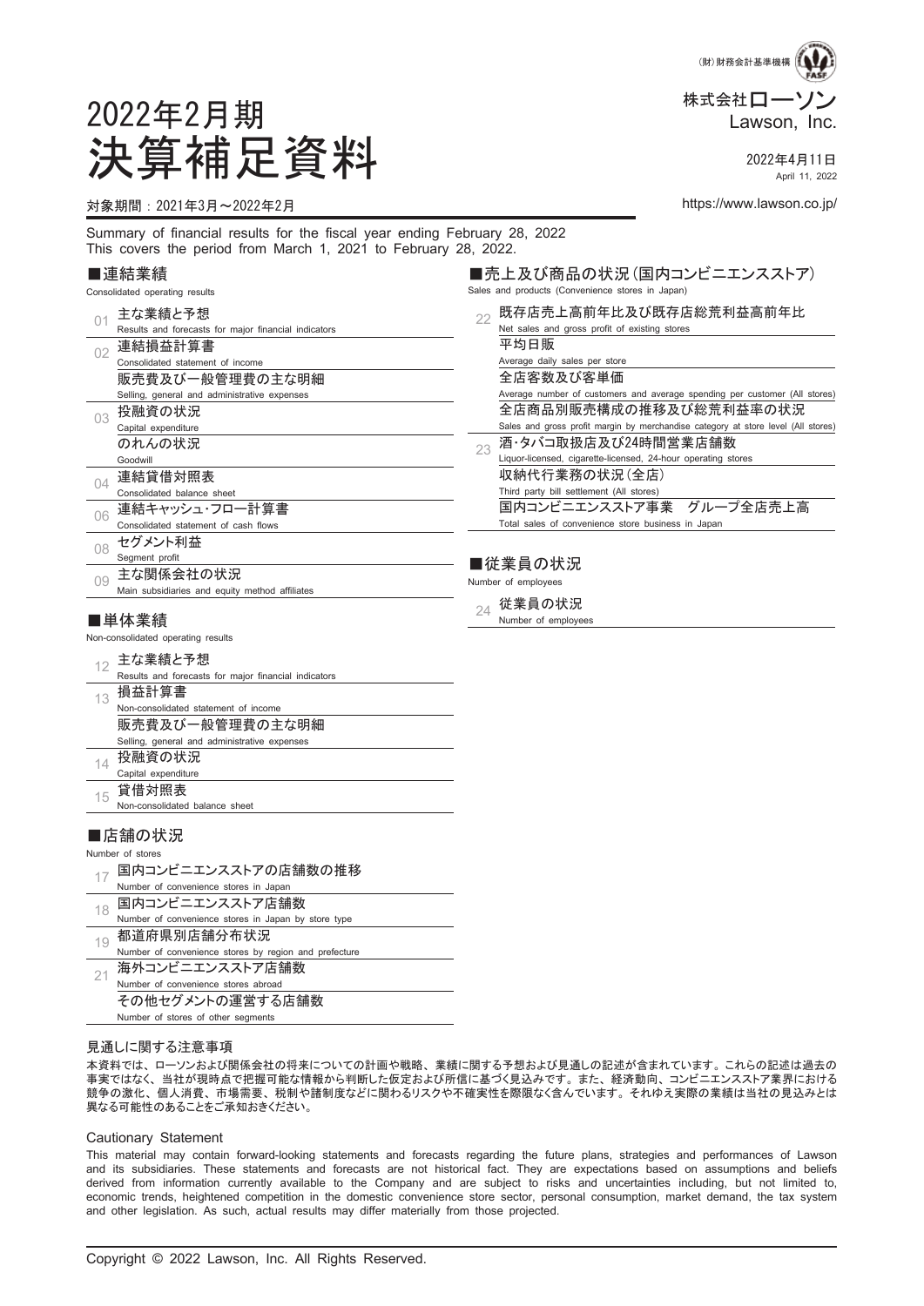(財)財務会計基準機構

株式会社ローソン
Lawson, Inc.

# 2022年2月期
# 決算補足資料

2022年4月11日
April 11, 2022

対象期間：2021年3月～2022年2月

https://www.lawson.co.jp/

Summary of financial results for the fiscal year ending February 28, 2022
This covers the period from March 1, 2021 to February 28, 2022.

## ■連結業績
Consolidated operating results

| | |
|---|---|
| 01 | 主な業績と予想<br>Results and forecasts for major financial indicators |
| 02 | 連結損益計算書<br>Consolidated statement of income |
| | 販売費及び一般管理費の主な明細<br>Selling, general and administrative expenses |
| 03 | 投融資の状況<br>Capital expenditure |
| | のれんの状況<br>Goodwill |
| 04 | 連結貸借対照表<br>Consolidated balance sheet |
| 06 | 連結キャッシュ・フロー計算書<br>Consolidated statement of cash flows |
| 08 | セグメント利益<br>Segment profit |
| 09 | 主な関係会社の状況<br>Main subsidiaries and equity method affiliates |

## ■単体業績
Non-consolidated operating results

| | |
|---|---|
| 12 | 主な業績と予想<br>Results and forecasts for major financial indicators |
| 13 | 損益計算書<br>Non-consolidated statement of income |
| | 販売費及び一般管理費の主な明細<br>Selling, general and administrative expenses |
| 14 | 投融資の状況<br>Capital expenditure |
| 15 | 貸借対照表<br>Non-consolidated balance sheet |

## ■店舗の状況
Number of stores

| | |
|---|---|
| 17 | 国内コンビニエンスストアの店舗数の推移<br>Number of convenience stores in Japan |
| 18 | 国内コンビニエンスストア店舗数<br>Number of convenience stores in Japan by store type |
| 19 | 都道府県別店舗分布状況<br>Number of convenience stores by region and prefecture |
| 21 | 海外コンビニエンスストア店舗数<br>Number of convenience stores abroad |
| | その他セグメントの運営する店舗数<br>Number of stores of other segments |

## ■売上及び商品の状況（国内コンビニエンスストア）
Sales and products (Convenience stores in Japan)

| | |
|---|---|
| 22 | 既存店売上高前年比及び既存店総荒利益高前年比<br>Net sales and gross profit of existing stores |
| | 平均日販<br>Average daily sales per store |
| | 全店客数及び客単価<br>Average number of customers and average spending per customer (All stores) |
| | 全店商品別販売構成の推移及び総荒利益率の状況<br>Sales and gross profit margin by merchandise category at store level (All stores) |
| 23 | 酒･タバコ取扱店及び24時間営業店舗数<br>Liquor-licensed, cigarette-licensed, 24-hour operating stores |
| | 収納代行業務の状況（全店）<br>Third party bill settlement (All stores) |
| | 国内コンビニエンスストア事業　グループ全店売上高<br>Total sales of convenience store business in Japan |

## ■従業員の状況
Number of employees

| | |
|---|---|
| 24 | 従業員の状況<br>Number of employees |

### 見通しに関する注意事項

本資料では、ローソンおよび関係会社の将来についての計画や戦略、業績に関する予想および見通しの記述が含まれています。これらの記述は過去の事実ではなく、当社が現時点で把握可能な情報から判断した仮定および所信に基づく見込みです。また、経済動向、コンビニエンスストア業界における競争の激化、個人消費、市場需要、税制や諸制度などに関わるリスクや不確実性を際限なく含んでいます。それゆえ実際の業績は当社の見込みとは異なる可能性のあることをご承知おきください。

### Cautionary Statement

This material may contain forward-looking statements and forecasts regarding the future plans, strategies and performances of Lawson and its subsidiaries. These statements and forecasts are not historical fact. They are expectations based on assumptions and beliefs derived from information currently available to the Company and are subject to risks and uncertainties including, but not limited to, economic trends, heightened competition in the domestic convenience store sector, personal consumption, market demand, the tax system and other legislation. As such, actual results may differ materially from those projected.

Copyright © 2022 Lawson, Inc. All Rights Reserved.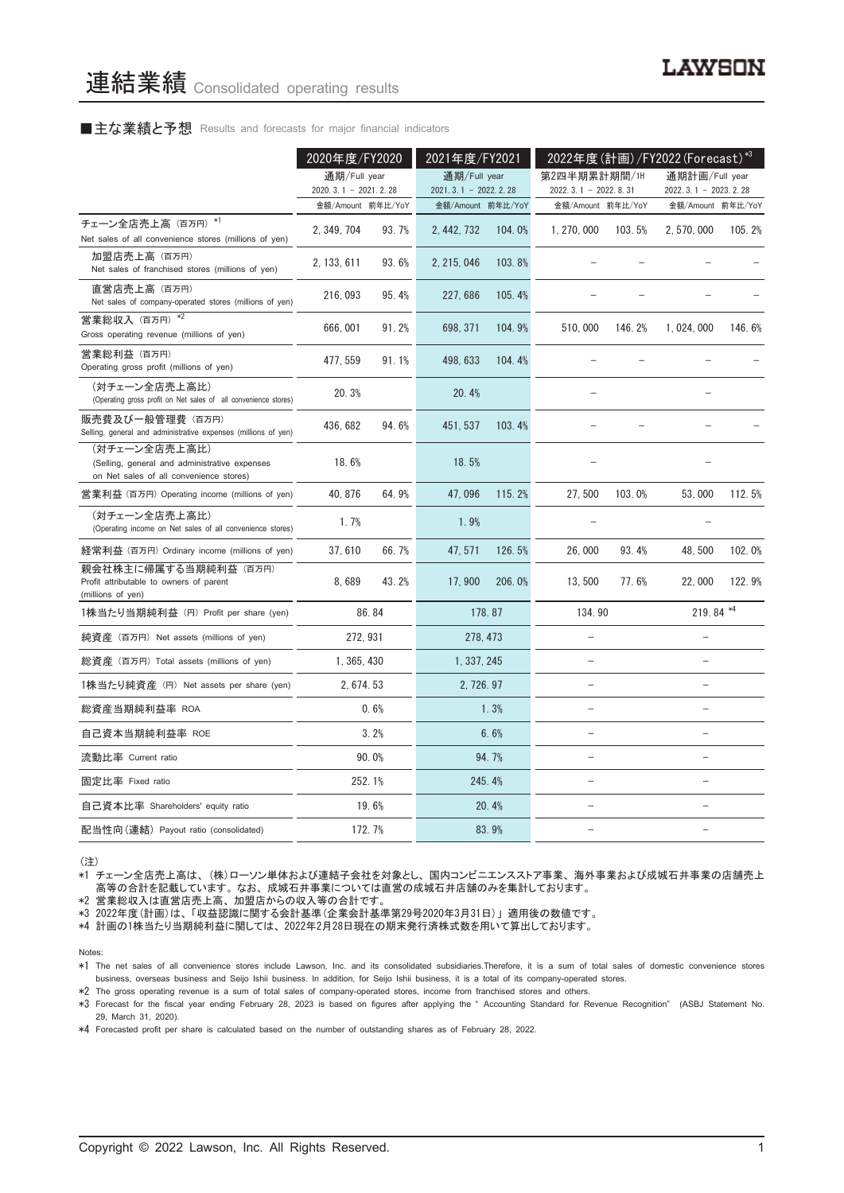# 連結業績 Consolidated operating results

### ■主な業績と予想 Results and forecasts for major financial indicators

| | 2020年度/FY2020 | | 2021年度/FY2021 | | 2022年度(計画)/FY2022(Forecast)[*3] | | | |
|---|---|---|---|---|---|---|---|---|
| | 通期/Full year<br>2020. 3. 1 – 2021. 2. 28 | | 通期/Full year<br>2021. 3. 1 – 2022. 2. 28 | | 第2四半期累計期間/1H<br>2022. 3. 1 – 2022. 8. 31 | | 通期計画/Full year<br>2022. 3. 1 – 2023. 2. 28 | |
| | 金額/Amount | 前年比/YoY | 金額/Amount | 前年比/YoY | 金額/Amount | 前年比/YoY | 金額/Amount | 前年比/YoY |
| チェーン全店売上高 (百万円) [*1]<br>Net sales of all convenience stores (millions of yen) | 2, 349, 704 | 93. 7% | 2, 442, 732 | 104. 0% | 1, 270, 000 | 103. 5% | 2, 570, 000 | 105. 2% |
| 加盟店売上高 (百万円)<br>Net sales of franchised stores (millions of yen) | 2, 133, 611 | 93. 6% | 2, 215, 046 | 103. 8% | – | – | – | – |
| 直営店売上高 (百万円)<br>Net sales of company-operated stores (millions of yen) | 216, 093 | 95. 4% | 227, 686 | 105. 4% | – | – | – | – |
| 営業総収入 (百万円) [*2]<br>Gross operating revenue (millions of yen) | 666, 001 | 91. 2% | 698, 371 | 104. 9% | 510, 000 | 146. 2% | 1, 024, 000 | 146. 6% |
| 営業総利益 (百万円)<br>Operating gross profit (millions of yen) | 477, 559 | 91. 1% | 498, 633 | 104. 4% | – | – | – | – |
| (対チェーン全店売上高比)<br>(Operating gross profit on Net sales of all convenience stores) | 20. 3% | | 20. 4% | | – | | – | |
| 販売費及び一般管理費 (百万円)<br>Selling, general and administrative expenses (millions of yen) | 436, 682 | 94. 6% | 451, 537 | 103. 4% | – | – | – | – |
| (対チェーン全店売上高比)<br>(Selling, general and administrative expenses on Net sales of all convenience stores) | 18. 6% | | 18. 5% | | – | | – | |
| 営業利益 (百万円) Operating income (millions of yen) | 40, 876 | 64. 9% | 47, 096 | 115. 2% | 27, 500 | 103. 0% | 53, 000 | 112. 5% |
| (対チェーン全店売上高比)<br>(Operating income on Net sales of all convenience stores) | 1. 7% | | 1. 9% | | – | | – | |
| 経常利益 (百万円) Ordinary income (millions of yen) | 37, 610 | 66. 7% | 47, 571 | 126. 5% | 26, 000 | 93. 4% | 48, 500 | 102. 0% |
| 親会社株主に帰属する当期純利益 (百万円)<br>Profit attributable to owners of parent (millions of yen) | 8, 689 | 43. 2% | 17, 900 | 206. 0% | 13, 500 | 77. 6% | 22, 000 | 122. 9% |
| 1株当たり当期純利益 (円) Profit per share (yen) | 86. 84 | | 178. 87 | | 134. 90 | | 219. 84 [*4] | |
| 純資産 (百万円) Net assets (millions of yen) | 272, 931 | | 278, 473 | | – | | – | |
| 総資産 (百万円) Total assets (millions of yen) | 1, 365, 430 | | 1, 337, 245 | | – | | – | |
| 1株当たり純資産 (円) Net assets per share (yen) | 2, 674. 53 | | 2, 726. 97 | | – | | – | |
| 総資産当期純利益率 ROA | 0. 6% | | 1. 3% | | – | | – | |
| 自己資本当期純利益率 ROE | 3. 2% | | 6. 6% | | – | | – | |
| 流動比率 Current ratio | 90. 0% | | 94. 7% | | – | | – | |
| 固定比率 Fixed ratio | 252. 1% | | 245. 4% | | – | | – | |
| 自己資本比率 Shareholders' equity ratio | 19. 6% | | 20. 4% | | – | | – | |
| 配当性向(連結) Payout ratio (consolidated) | 172. 7% | | 83. 9% | | – | | – | |

(注)

*1 チェーン全店売上高は、(株)ローソン単体および連結子会社を対象とし、国内コンビニエンスストア事業、海外事業および成城石井事業の店舗売上高等の合計を記載しています。なお、成城石井事業については直営の成城石井店舗のみを集計しております。

*2 営業総収入は直営店売上高、加盟店からの収入等の合計です。

*3 2022年度(計画)は、「収益認識に関する会計基準(企業会計基準第29号2020年3月31日)」適用後の数値です。

*4 計画の1株当たり当期純利益に関しては、2022年2月28日現在の期末発行済株式数を用いて算出しております。

Notes:

*1 The net sales of all convenience stores include Lawson, Inc. and its consolidated subsidiaries.Therefore, it is a sum of total sales of domestic convenience stores business, overseas business and Seijo Ishii business. In addition, for Seijo Ishii business, it is a total of its company-operated stores.

*2 The gross operating revenue is a sum of total sales of company-operated stores, income from franchised stores and others.

*3 Forecast for the fiscal year ending February 28, 2023 is based on figures after applying the " Accounting Standard for Revenue Recognition" (ASBJ Statement No. 29, March 31, 2020).

*4 Forecasted profit per share is calculated based on the number of outstanding shares as of February 28, 2022.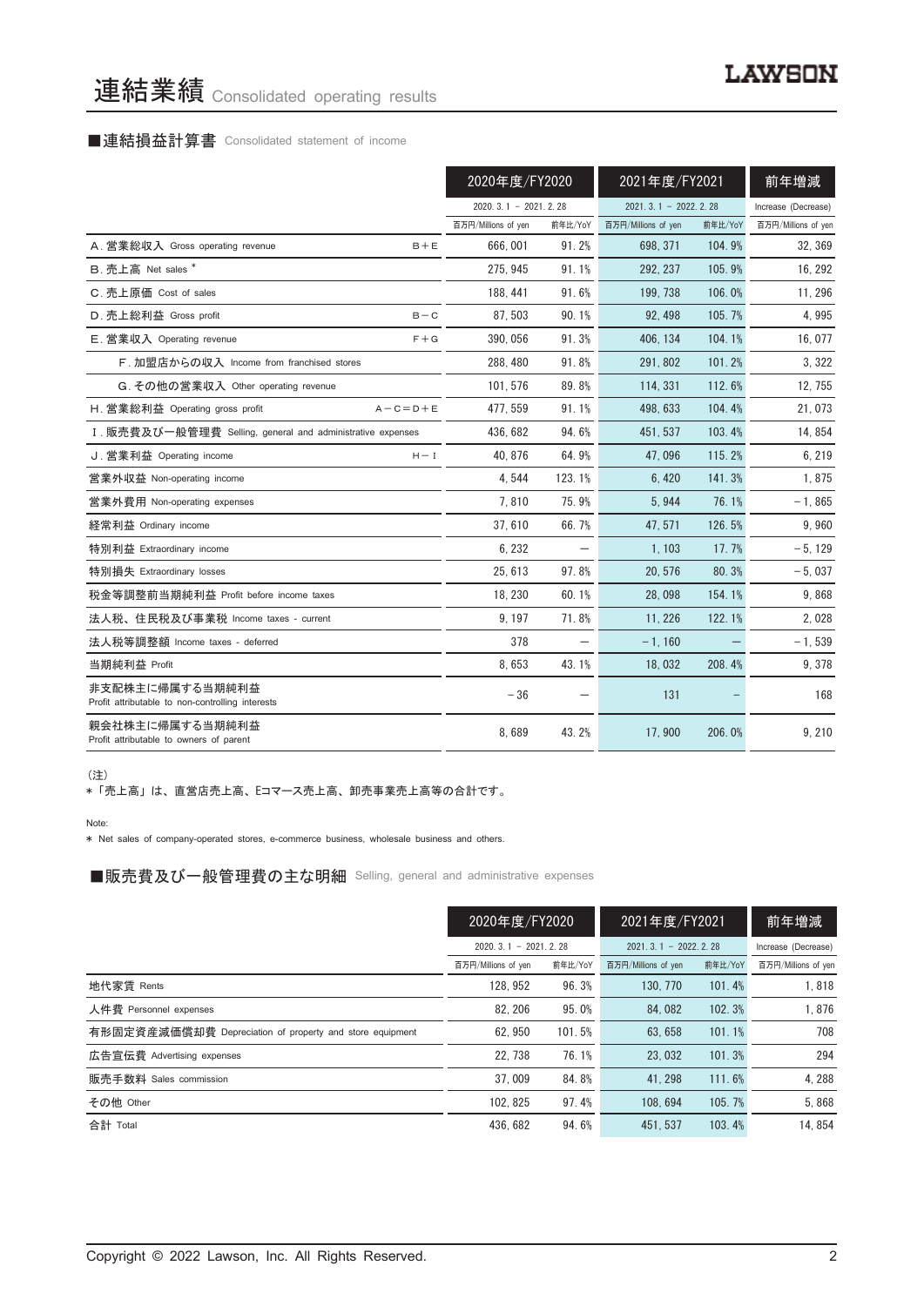# 連結業績 Consolidated operating results

## ■連結損益計算書 Consolidated statement of income

| | | 2020年度/FY2020 | | 2021年度/FY2021 | | 前年増減 |
|---|---|---|---|---|---|---|
| | | 2020. 3. 1 – 2021. 2. 28 | | 2021. 3. 1 – 2022. 2. 28 | | Increase (Decrease) |
| | | 百万円/Millions of yen | 前年比/YoY | 百万円/Millions of yen | 前年比/YoY | 百万円/Millions of yen |
| A. 営業総収入 Gross operating revenue | B＋E | 666, 001 | 91. 2% | 698, 371 | 104. 9% | 32, 369 |
| B. 売上高 Net sales * | | 275, 945 | 91. 1% | 292, 237 | 105. 9% | 16, 292 |
| C. 売上原価 Cost of sales | | 188, 441 | 91. 6% | 199, 738 | 106. 0% | 11, 296 |
| D. 売上総利益 Gross profit | B－C | 87, 503 | 90. 1% | 92, 498 | 105. 7% | 4, 995 |
| E. 営業収入 Operating revenue | F＋G | 390, 056 | 91. 3% | 406, 134 | 104. 1% | 16, 077 |
| F. 加盟店からの収入 Income from franchised stores | | 288, 480 | 91. 8% | 291, 802 | 101. 2% | 3, 322 |
| G. その他の営業収入 Other operating revenue | | 101, 576 | 89. 8% | 114, 331 | 112. 6% | 12, 755 |
| H. 営業総利益 Operating gross profit | A－C＝D＋E | 477, 559 | 91. 1% | 498, 633 | 104. 4% | 21, 073 |
| I. 販売費及び一般管理費 Selling, general and administrative expenses | | 436, 682 | 94. 6% | 451, 537 | 103. 4% | 14, 854 |
| J. 営業利益 Operating income | H－I | 40, 876 | 64. 9% | 47, 096 | 115. 2% | 6, 219 |
| 営業外収益 Non-operating income | | 4, 544 | 123. 1% | 6, 420 | 141. 3% | 1, 875 |
| 営業外費用 Non-operating expenses | | 7, 810 | 75. 9% | 5, 944 | 76. 1% | －1, 865 |
| 経常利益 Ordinary income | | 37, 610 | 66. 7% | 47, 571 | 126. 5% | 9, 960 |
| 特別利益 Extraordinary income | | 6, 232 | — | 1, 103 | 17. 7% | －5, 129 |
| 特別損失 Extraordinary losses | | 25, 613 | 97. 8% | 20, 576 | 80. 3% | －5, 037 |
| 税金等調整前当期純利益 Profit before income taxes | | 18, 230 | 60. 1% | 28, 098 | 154. 1% | 9, 868 |
| 法人税、住民税及び事業税 Income taxes - current | | 9, 197 | 71. 8% | 11, 226 | 122. 1% | 2, 028 |
| 法人税等調整額 Income taxes - deferred | | 378 | — | －1, 160 | — | －1, 539 |
| 当期純利益 Profit | | 8, 653 | 43. 1% | 18, 032 | 208. 4% | 9, 378 |
| 非支配株主に帰属する当期純利益 Profit attributable to non-controlling interests | | －36 | — | 131 | — | 168 |
| 親会社株主に帰属する当期純利益 Profit attributable to owners of parent | | 8, 689 | 43. 2% | 17, 900 | 206. 0% | 9, 210 |

（注）

＊「売上高」は、直営店売上高、Eコマース売上高、卸売事業売上高等の合計です。

Note:

＊ Net sales of company-operated stores, e-commerce business, wholesale business and others.

## ■販売費及び一般管理費の主な明細 Selling, general and administrative expenses

| | 2020年度/FY2020 | | 2021年度/FY2021 | | 前年増減 |
|---|---|---|---|---|---|
| | 2020. 3. 1 – 2021. 2. 28 | | 2021. 3. 1 – 2022. 2. 28 | | Increase (Decrease) |
| | 百万円/Millions of yen | 前年比/YoY | 百万円/Millions of yen | 前年比/YoY | 百万円/Millions of yen |
| 地代家賃 Rents | 128, 952 | 96. 3% | 130, 770 | 101. 4% | 1, 818 |
| 人件費 Personnel expenses | 82, 206 | 95. 0% | 84, 082 | 102. 3% | 1, 876 |
| 有形固定資産減価償却費 Depreciation of property and store equipment | 62, 950 | 101. 5% | 63, 658 | 101. 1% | 708 |
| 広告宣伝費 Advertising expenses | 22, 738 | 76. 1% | 23, 032 | 101. 3% | 294 |
| 販売手数料 Sales commission | 37, 009 | 84. 8% | 41, 298 | 111. 6% | 4, 288 |
| その他 Other | 102, 825 | 97. 4% | 108, 694 | 105. 7% | 5, 868 |
| 合計 Total | 436, 682 | 94. 6% | 451, 537 | 103. 4% | 14, 854 |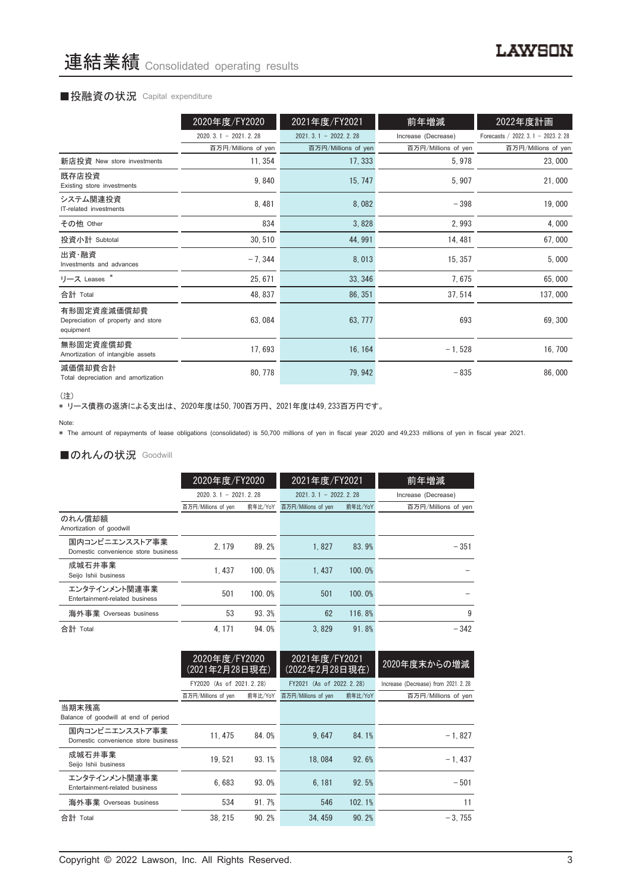# 連結業績 Consolidated operating results

## ■投融資の状況 Capital expenditure

| | 2020年度/FY2020 | 2021年度/FY2021 | 前年増減 | 2022年度計画 |
|---|---|---|---|---|
| | 2020. 3. 1 － 2021. 2. 28 | 2021. 3. 1 － 2022. 2. 28 | Increase (Decrease) | Forecasts / 2022. 3. 1 － 2023. 2. 28 |
| | 百万円/Millions of yen | 百万円/Millions of yen | 百万円/Millions of yen | 百万円/Millions of yen |
| 新店投資 New store investments | 11, 354 | 17, 333 | 5, 978 | 23, 000 |
| 既存店投資 Existing store investments | 9, 840 | 15, 747 | 5, 907 | 21, 000 |
| システム関連投資 IT-related investments | 8, 481 | 8, 082 | －398 | 19, 000 |
| その他 Other | 834 | 3, 828 | 2, 993 | 4, 000 |
| 投資小計 Subtotal | 30, 510 | 44, 991 | 14, 481 | 67, 000 |
| 出資･融資 Investments and advances | －7, 344 | 8, 013 | 15, 357 | 5, 000 |
| リース Leases * | 25, 671 | 33, 346 | 7, 675 | 65, 000 |
| 合計 Total | 48, 837 | 86, 351 | 37, 514 | 137, 000 |
| 有形固定資産減価償却費 Depreciation of property and store equipment | 63, 084 | 63, 777 | 693 | 69, 300 |
| 無形固定資産償却費 Amortization of intangible assets | 17, 693 | 16, 164 | －1, 528 | 16, 700 |
| 減価償却費合計 Total depreciation and amortization | 80, 778 | 79, 942 | －835 | 86, 000 |

(注)
* リース債務の返済による支出は、2020年度は50, 700百万円、2021年度は49, 233百万円です。

Note:
* The amount of repayments of lease obligations (consolidated) is 50,700 millions of yen in fiscal year 2020 and 49,233 millions of yen in fiscal year 2021.

## ■のれんの状況 Goodwill

| | 2020年度/FY2020 | | 2021年度/FY2021 | | 前年増減 |
|---|---|---|---|---|---|
| | 2020. 3. 1 － 2021. 2. 28 | | 2021. 3. 1 － 2022. 2. 28 | | Increase (Decrease) |
| | 百万円/Millions of yen | 前年比/YoY | 百万円/Millions of yen | 前年比/YoY | 百万円/Millions of yen |
| のれん償却額 Amortization of goodwill | | | | | |
| 国内コンビニエンスストア事業 Domestic convenience store business | 2, 179 | 89. 2% | 1, 827 | 83. 9% | －351 |
| 成城石井事業 Seijo Ishii business | 1, 437 | 100. 0% | 1, 437 | 100. 0% | － |
| エンタテインメント関連事業 Entertainment-related business | 501 | 100. 0% | 501 | 100. 0% | － |
| 海外事業 Overseas business | 53 | 93. 3% | 62 | 116. 8% | 9 |
| 合計 Total | 4, 171 | 94. 0% | 3, 829 | 91. 8% | －342 |

| | 2020年度/FY2020 (2021年2月28日現在) | | 2021年度/FY2021 (2022年2月28日現在) | | 2020年度末からの増減 |
|---|---|---|---|---|---|
| | FY2020 (As of 2021. 2. 28) | | FY2021 (As of 2022. 2. 28) | | Increase (Decrease) from 2021. 2. 28 |
| | 百万円/Millions of yen | 前年比/YoY | 百万円/Millions of yen | 前年比/YoY | 百万円/Millions of yen |
| 当期末残高 Balance of goodwill at end of period | | | | | |
| 国内コンビニエンスストア事業 Domestic convenience store business | 11, 475 | 84. 0% | 9, 647 | 84. 1% | －1, 827 |
| 成城石井事業 Seijo Ishii business | 19, 521 | 93. 1% | 18, 084 | 92. 6% | －1, 437 |
| エンタテインメント関連事業 Entertainment-related business | 6, 683 | 93. 0% | 6, 181 | 92. 5% | －501 |
| 海外事業 Overseas business | 534 | 91. 7% | 546 | 102. 1% | 11 |
| 合計 Total | 38, 215 | 90. 2% | 34, 459 | 90. 2% | －3, 755 |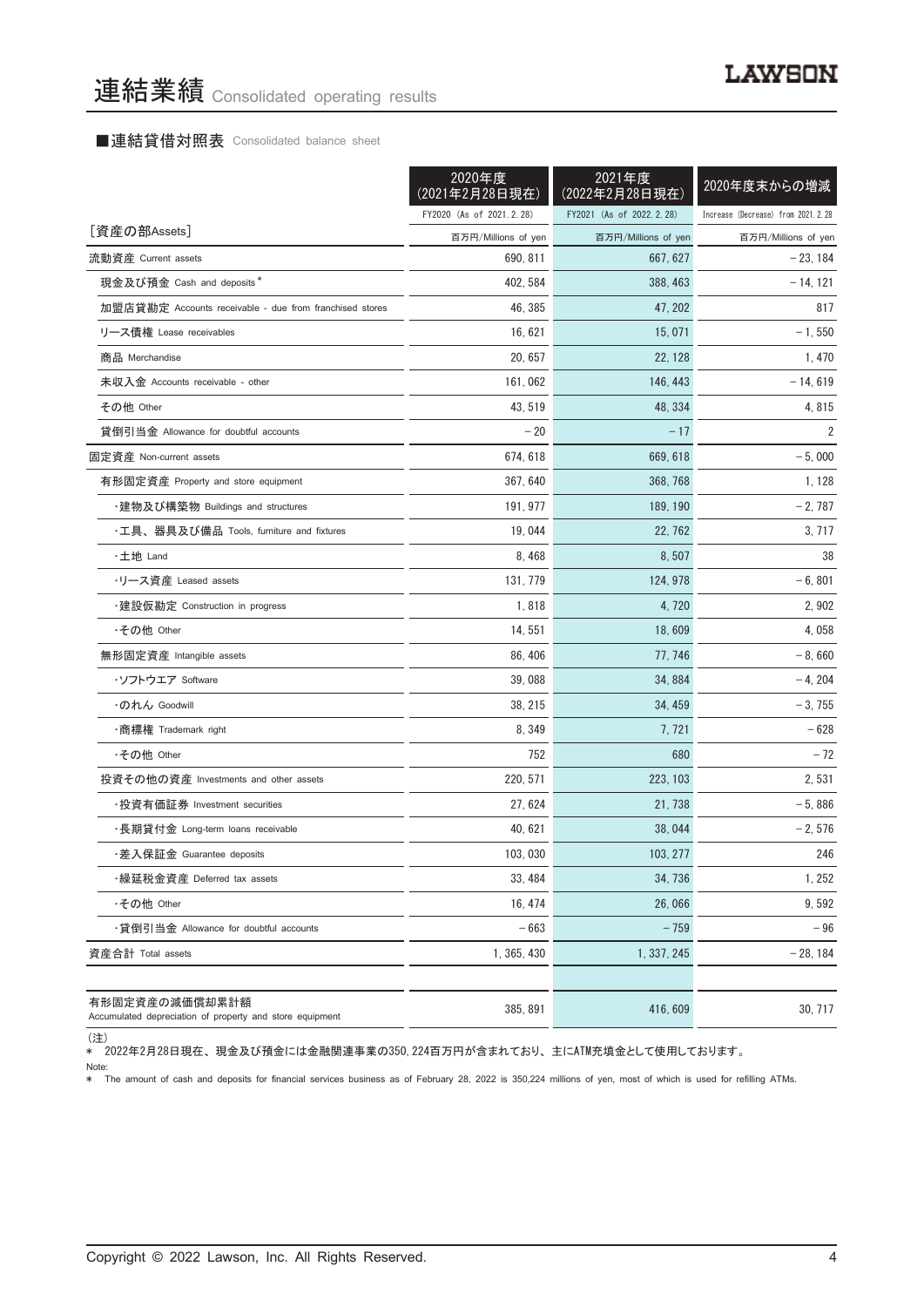# 連結業績 Consolidated operating results

■連結貸借対照表 Consolidated balance sheet

| | 2020年度（2021年2月28日現在） FY2020 (As of 2021.2.28) | 2021年度（2022年2月28日現在） FY2021 (As of 2022.2.28) | 2020年度末からの増減 Increase (Decrease) from 2021.2.28 |
|---|---|---|---|
| [資産の部Assets] | 百万円/Millions of yen | 百万円/Millions of yen | 百万円/Millions of yen |
| 流動資産 Current assets | 690,811 | 667,627 | －23,184 |
| 現金及び預金 Cash and deposits * | 402,584 | 388,463 | －14,121 |
| 加盟店貸勘定 Accounts receivable - due from franchised stores | 46,385 | 47,202 | 817 |
| リース債権 Lease receivables | 16,621 | 15,071 | －1,550 |
| 商品 Merchandise | 20,657 | 22,128 | 1,470 |
| 未収入金 Accounts receivable - other | 161,062 | 146,443 | －14,619 |
| その他 Other | 43,519 | 48,334 | 4,815 |
| 貸倒引当金 Allowance for doubtful accounts | －20 | －17 | 2 |
| 固定資産 Non-current assets | 674,618 | 669,618 | －5,000 |
| 有形固定資産 Property and store equipment | 367,640 | 368,768 | 1,128 |
| ・建物及び構築物 Buildings and structures | 191,977 | 189,190 | －2,787 |
| ・工具、器具及び備品 Tools, furniture and fixtures | 19,044 | 22,762 | 3,717 |
| ・土地 Land | 8,468 | 8,507 | 38 |
| ・リース資産 Leased assets | 131,779 | 124,978 | －6,801 |
| ・建設仮勘定 Construction in progress | 1,818 | 4,720 | 2,902 |
| ・その他 Other | 14,551 | 18,609 | 4,058 |
| 無形固定資産 Intangible assets | 86,406 | 77,746 | －8,660 |
| ・ソフトウエア Software | 39,088 | 34,884 | －4,204 |
| ・のれん Goodwill | 38,215 | 34,459 | －3,755 |
| ・商標権 Trademark right | 8,349 | 7,721 | －628 |
| ・その他 Other | 752 | 680 | －72 |
| 投資その他の資産 Investments and other assets | 220,571 | 223,103 | 2,531 |
| ・投資有価証券 Investment securities | 27,624 | 21,738 | －5,886 |
| ・長期貸付金 Long-term loans receivable | 40,621 | 38,044 | －2,576 |
| ・差入保証金 Guarantee deposits | 103,030 | 103,277 | 246 |
| ・繰延税金資産 Deferred tax assets | 33,484 | 34,736 | 1,252 |
| ・その他 Other | 16,474 | 26,066 | 9,592 |
| ・貸倒引当金 Allowance for doubtful accounts | －663 | －759 | －96 |
| 資産合計 Total assets | 1,365,430 | 1,337,245 | －28,184 |
| 有形固定資産の減価償却累計額 Accumulated depreciation of property and store equipment | 385,891 | 416,609 | 30,717 |

（注）
＊ 2022年2月28日現在、現金及び預金には金融関連事業の350,224百万円が含まれており、主にATM充填金として使用しております。

Note:
＊ The amount of cash and deposits for financial services business as of February 28, 2022 is 350,224 millions of yen, most of which is used for refilling ATMs.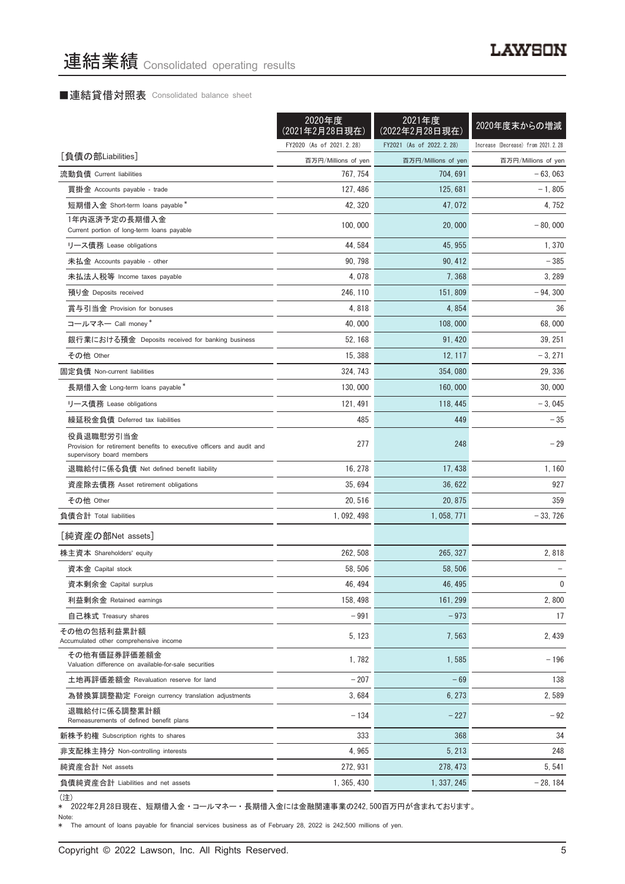# 連結業績 Consolidated operating results

■連結貸借対照表 Consolidated balance sheet

| | 2020年度(2021年2月28日現在) FY2020 (As of 2021.2.28) | 2021年度(2022年2月28日現在) FY2021 (As of 2022.2.28) | 2020年度末からの増減 Increase (Decrease) from 2021.2.28 |
|---|---|---|---|
| ［負債の部Liabilities］ | 百万円/Millions of yen | 百万円/Millions of yen | 百万円/Millions of yen |
| 流動負債 Current liabilities | 767, 754 | 704, 691 | －63, 063 |
| 買掛金 Accounts payable - trade | 127, 486 | 125, 681 | －1, 805 |
| 短期借入金 Short-term loans payable* | 42, 320 | 47, 072 | 4, 752 |
| 1年内返済予定の長期借入金 Current portion of long-term loans payable | 100, 000 | 20, 000 | －80, 000 |
| リース債務 Lease obligations | 44, 584 | 45, 955 | 1, 370 |
| 未払金 Accounts payable - other | 90, 798 | 90, 412 | －385 |
| 未払法人税等 Income taxes payable | 4, 078 | 7, 368 | 3, 289 |
| 預り金 Deposits received | 246, 110 | 151, 809 | －94, 300 |
| 賞与引当金 Provision for bonuses | 4, 818 | 4, 854 | 36 |
| コールマネー Call money* | 40, 000 | 108, 000 | 68, 000 |
| 銀行業における預金 Deposits received for banking business | 52, 168 | 91, 420 | 39, 251 |
| その他 Other | 15, 388 | 12, 117 | －3, 271 |
| 固定負債 Non-current liabilities | 324, 743 | 354, 080 | 29, 336 |
| 長期借入金 Long-term loans payable* | 130, 000 | 160, 000 | 30, 000 |
| リース債務 Lease obligations | 121, 491 | 118, 445 | －3, 045 |
| 繰延税金負債 Deferred tax liabilities | 485 | 449 | －35 |
| 役員退職慰労引当金 Provision for retirement benefits to executive officers and audit and supervisory board members | 277 | 248 | －29 |
| 退職給付に係る負債 Net defined benefit liability | 16, 278 | 17, 438 | 1, 160 |
| 資産除去債務 Asset retirement obligations | 35, 694 | 36, 622 | 927 |
| その他 Other | 20, 516 | 20, 875 | 359 |
| 負債合計 Total liabilities | 1, 092, 498 | 1, 058, 771 | －33, 726 |
| ［純資産の部Net assets］ | | | |
| 株主資本 Shareholders' equity | 262, 508 | 265, 327 | 2, 818 |
| 資本金 Capital stock | 58, 506 | 58, 506 | － |
| 資本剰余金 Capital surplus | 46, 494 | 46, 495 | 0 |
| 利益剰余金 Retained earnings | 158, 498 | 161, 299 | 2, 800 |
| 自己株式 Treasury shares | －991 | －973 | 17 |
| その他の包括利益累計額 Accumulated other comprehensive income | 5, 123 | 7, 563 | 2, 439 |
| その他有価証券評価差額金 Valuation difference on available-for-sale securities | 1, 782 | 1, 585 | －196 |
| 土地再評価差額金 Revaluation reserve for land | －207 | －69 | 138 |
| 為替換算調整勘定 Foreign currency translation adjustments | 3, 684 | 6, 273 | 2, 589 |
| 退職給付に係る調整累計額 Remeasurements of defined benefit plans | －134 | －227 | －92 |
| 新株予約権 Subscription rights to shares | 333 | 368 | 34 |
| 非支配株主持分 Non-controlling interests | 4, 965 | 5, 213 | 248 |
| 純資産合計 Net assets | 272, 931 | 278, 473 | 5, 541 |
| 負債純資産合計 Liabilities and net assets | 1, 365, 430 | 1, 337, 245 | －28, 184 |

(注)
* 2022年2月28日現在、短期借入金・コールマネー・長期借入金には金融関連事業の242, 500百万円が含まれております。

Note:
* The amount of loans payable for financial services business as of February 28, 2022 is 242,500 millions of yen.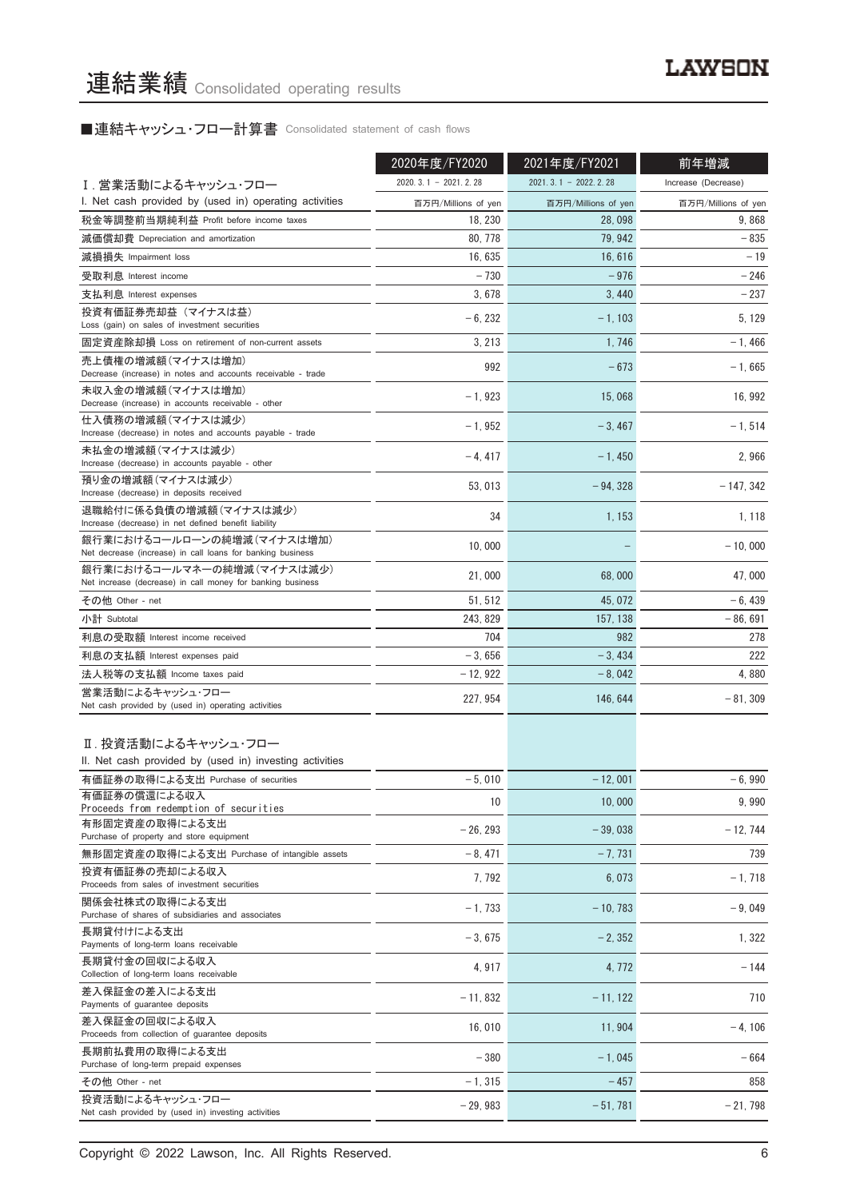# 連結業績 Consolidated operating results

## ■連結キャッシュ・フロー計算書 Consolidated statement of cash flows

| | 2020年度/FY2020 | 2021年度/FY2021 | 前年増減 |
|---|---|---|---|
| Ⅰ. 営業活動によるキャッシュ・フロー | 2020. 3. 1 － 2021. 2. 28 | 2021. 3. 1 － 2022. 2. 28 | Increase (Decrease) |
| I. Net cash provided by (used in) operating activities | 百万円/Millions of yen | 百万円/Millions of yen | 百万円/Millions of yen |
| 税金等調整前当期純利益 Profit before income taxes | 18, 230 | 28, 098 | 9, 868 |
| 減価償却費 Depreciation and amortization | 80, 778 | 79, 942 | －835 |
| 減損損失 Impairment loss | 16, 635 | 16, 616 | －19 |
| 受取利息 Interest income | －730 | －976 | －246 |
| 支払利息 Interest expenses | 3, 678 | 3, 440 | －237 |
| 投資有価証券売却益（マイナスは益） Loss (gain) on sales of investment securities | －6, 232 | －1, 103 | 5, 129 |
| 固定資産除却損 Loss on retirement of non-current assets | 3, 213 | 1, 746 | －1, 466 |
| 売上債権の増減額（マイナスは増加） Decrease (increase) in notes and accounts receivable - trade | 992 | －673 | －1, 665 |
| 未収入金の増減額（マイナスは増加） Decrease (increase) in accounts receivable - other | －1, 923 | 15, 068 | 16, 992 |
| 仕入債務の増減額（マイナスは減少） Increase (decrease) in notes and accounts payable - trade | －1, 952 | －3, 467 | －1, 514 |
| 未払金の増減額（マイナスは減少） Increase (decrease) in accounts payable - other | －4, 417 | －1, 450 | 2, 966 |
| 預り金の増減額（マイナスは減少） Increase (decrease) in deposits received | 53, 013 | －94, 328 | －147, 342 |
| 退職給付に係る負債の増減額（マイナスは減少） Increase (decrease) in net defined benefit liability | 34 | 1, 153 | 1, 118 |
| 銀行業におけるコールローンの純増減（マイナスは増加） Net decrease (increase) in call loans for banking business | 10, 000 | － | －10, 000 |
| 銀行業におけるコールマネーの純増減（マイナスは減少） Net increase (decrease) in call money for banking business | 21, 000 | 68, 000 | 47, 000 |
| その他 Other - net | 51, 512 | 45, 072 | －6, 439 |
| 小計 Subtotal | 243, 829 | 157, 138 | －86, 691 |
| 利息の受取額 Interest income received | 704 | 982 | 278 |
| 利息の支払額 Interest expenses paid | －3, 656 | －3, 434 | 222 |
| 法人税等の支払額 Income taxes paid | －12, 922 | －8, 042 | 4, 880 |
| 営業活動によるキャッシュ・フロー Net cash provided by (used in) operating activities | 227, 954 | 146, 644 | －81, 309 |
| Ⅱ. 投資活動によるキャッシュ・フロー II. Net cash provided by (used in) investing activities | | | |
| 有価証券の取得による支出 Purchase of securities | －5, 010 | －12, 001 | －6, 990 |
| 有価証券の償還による収入 Proceeds from redemption of securities | 10 | 10, 000 | 9, 990 |
| 有形固定資産の取得による支出 Purchase of property and store equipment | －26, 293 | －39, 038 | －12, 744 |
| 無形固定資産の取得による支出 Purchase of intangible assets | －8, 471 | －7, 731 | 739 |
| 投資有価証券の売却による収入 Proceeds from sales of investment securities | 7, 792 | 6, 073 | －1, 718 |
| 関係会社株式の取得による支出 Purchase of shares of subsidiaries and associates | －1, 733 | －10, 783 | －9, 049 |
| 長期貸付けによる支出 Payments of long-term loans receivable | －3, 675 | －2, 352 | 1, 322 |
| 長期貸付金の回収による収入 Collection of long-term loans receivable | 4, 917 | 4, 772 | －144 |
| 差入保証金の差入による支出 Payments of guarantee deposits | －11, 832 | －11, 122 | 710 |
| 差入保証金の回収による収入 Proceeds from collection of guarantee deposits | 16, 010 | 11, 904 | －4, 106 |
| 長期前払費用の取得による支出 Purchase of long-term prepaid expenses | －380 | －1, 045 | －664 |
| その他 Other - net | －1, 315 | －457 | 858 |
| 投資活動によるキャッシュ・フロー Net cash provided by (used in) investing activities | －29, 983 | －51, 781 | －21, 798 |

Copyright © 2022 Lawson, Inc. All Rights Reserved.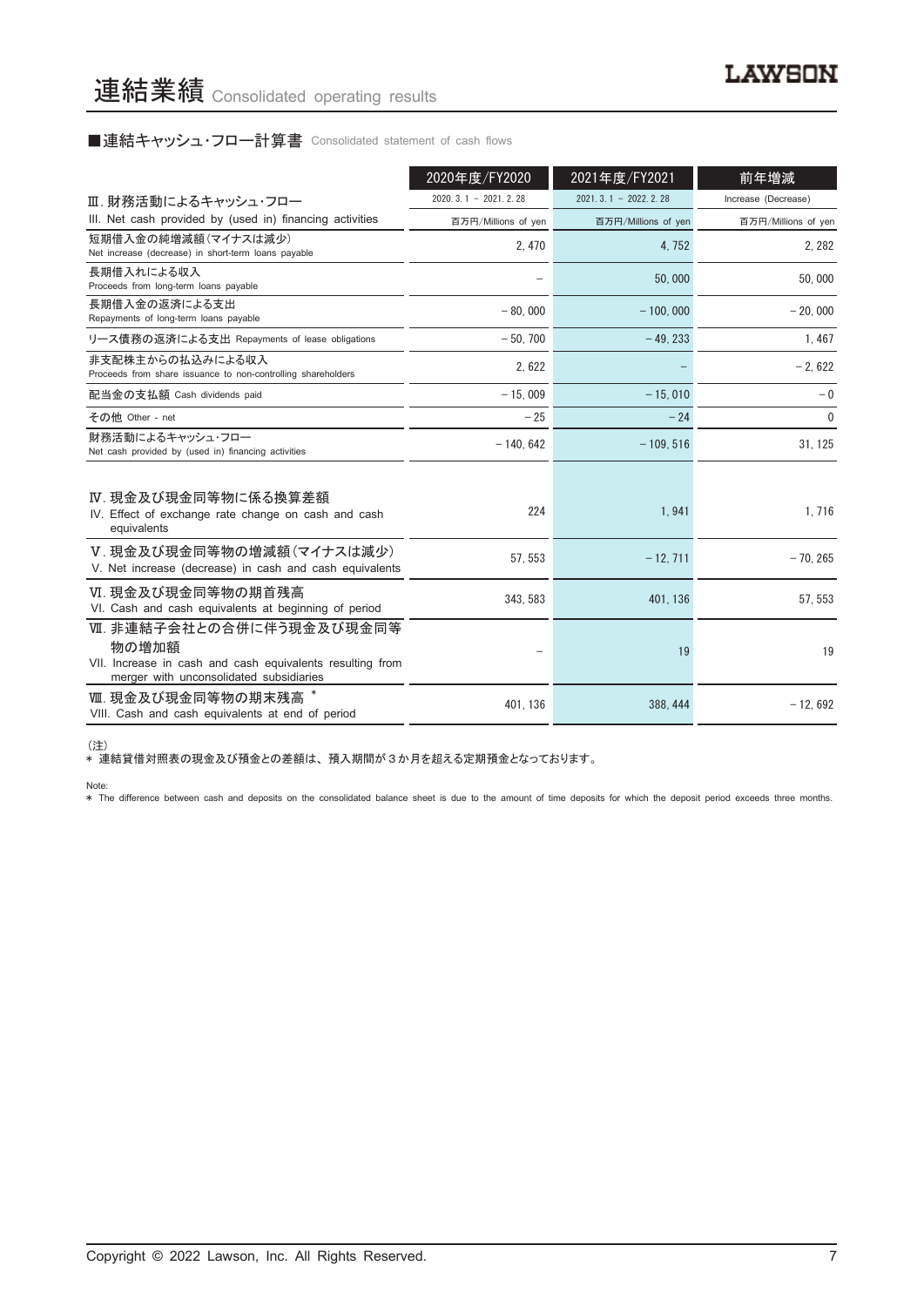# 連結業績 Consolidated operating results

■連結キャッシュ・フロー計算書 Consolidated statement of cash flows

| | 2020年度/FY2020 | 2021年度/FY2021 | 前年増減 |
|---|---|---|---|
| Ⅲ. 財務活動によるキャッシュ・フロー | 2020. 3. 1 － 2021. 2. 28 | 2021. 3. 1 － 2022. 2. 28 | Increase (Decrease) |
| III. Net cash provided by (used in) financing activities | 百万円/Millions of yen | 百万円/Millions of yen | 百万円/Millions of yen |
| 短期借入金の純増減額(マイナスは減少) Net increase (decrease) in short-term loans payable | 2, 470 | 4, 752 | 2, 282 |
| 長期借入れによる収入 Proceeds from long-term loans payable | － | 50, 000 | 50, 000 |
| 長期借入金の返済による支出 Repayments of long-term loans payable | －80, 000 | －100, 000 | －20, 000 |
| リース債務の返済による支出 Repayments of lease obligations | －50, 700 | －49, 233 | 1, 467 |
| 非支配株主からの払込みによる収入 Proceeds from share issuance to non-controlling shareholders | 2, 622 | － | －2, 622 |
| 配当金の支払額 Cash dividends paid | －15, 009 | －15, 010 | －0 |
| その他 Other - net | －25 | －24 | 0 |
| 財務活動によるキャッシュ・フロー Net cash provided by (used in) financing activities | －140, 642 | －109, 516 | 31, 125 |
| Ⅳ. 現金及び現金同等物に係る換算差額 IV. Effect of exchange rate change on cash and cash equivalents | 224 | 1, 941 | 1, 716 |
| Ⅴ. 現金及び現金同等物の増減額(マイナスは減少) V. Net increase (decrease) in cash and cash equivalents | 57, 553 | －12, 711 | －70, 265 |
| Ⅵ. 現金及び現金同等物の期首残高 VI. Cash and cash equivalents at beginning of period | 343, 583 | 401, 136 | 57, 553 |
| Ⅶ. 非連結子会社との合併に伴う現金及び現金同等物の増加額 VII. Increase in cash and cash equivalents resulting from merger with unconsolidated subsidiaries | － | 19 | 19 |
| Ⅷ. 現金及び現金同等物の期末残高 * VIII. Cash and cash equivalents at end of period | 401, 136 | 388, 444 | －12, 692 |

(注)
* 連結貸借対照表の現金及び預金との差額は、預入期間が３か月を超える定期預金となっております。

Note:
* The difference between cash and deposits on the consolidated balance sheet is due to the amount of time deposits for which the deposit period exceeds three months.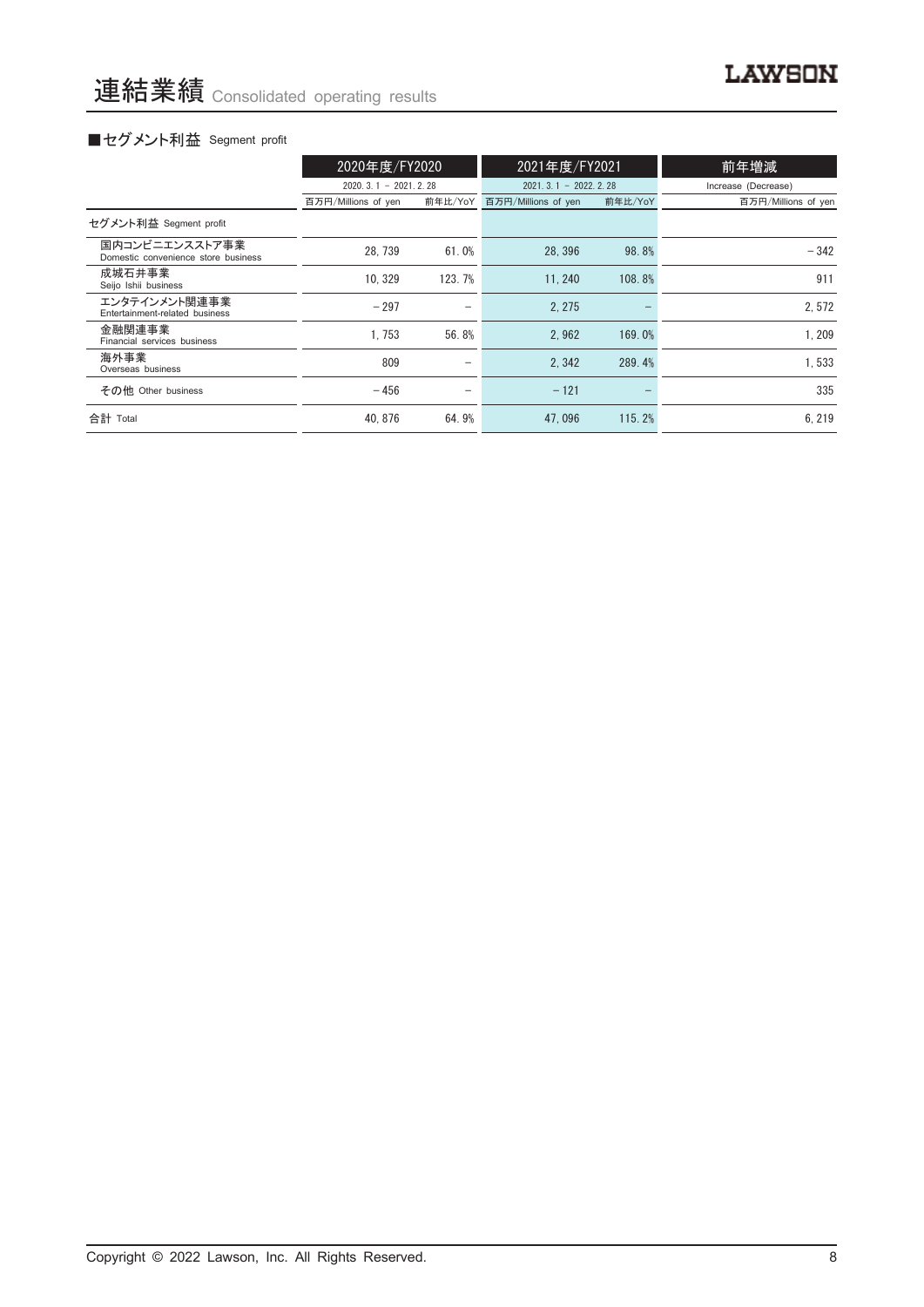# 連結業績 Consolidated operating results

■セグメント利益 Segment profit

| | 2020年度/FY2020 | | 2021年度/FY2021 | | 前年増減 |
|---|---|---|---|---|---|
| | 2020. 3. 1 － 2021. 2. 28 | | 2021. 3. 1 － 2022. 2. 28 | | Increase (Decrease) |
| | 百万円/Millions of yen | 前年比/YoY | 百万円/Millions of yen | 前年比/YoY | 百万円/Millions of yen |
| セグメント利益 Segment profit | | | | | |
| 国内コンビニエンスストア事業 Domestic convenience store business | 28, 739 | 61. 0% | 28, 396 | 98. 8% | －342 |
| 成城石井事業 Seijo Ishii business | 10, 329 | 123. 7% | 11, 240 | 108. 8% | 911 |
| エンタテインメント関連事業 Entertainment-related business | －297 | － | 2, 275 | － | 2, 572 |
| 金融関連事業 Financial services business | 1, 753 | 56. 8% | 2, 962 | 169. 0% | 1, 209 |
| 海外事業 Overseas business | 809 | － | 2, 342 | 289. 4% | 1, 533 |
| その他 Other business | －456 | － | －121 | － | 335 |
| 合計 Total | 40, 876 | 64. 9% | 47, 096 | 115. 2% | 6, 219 |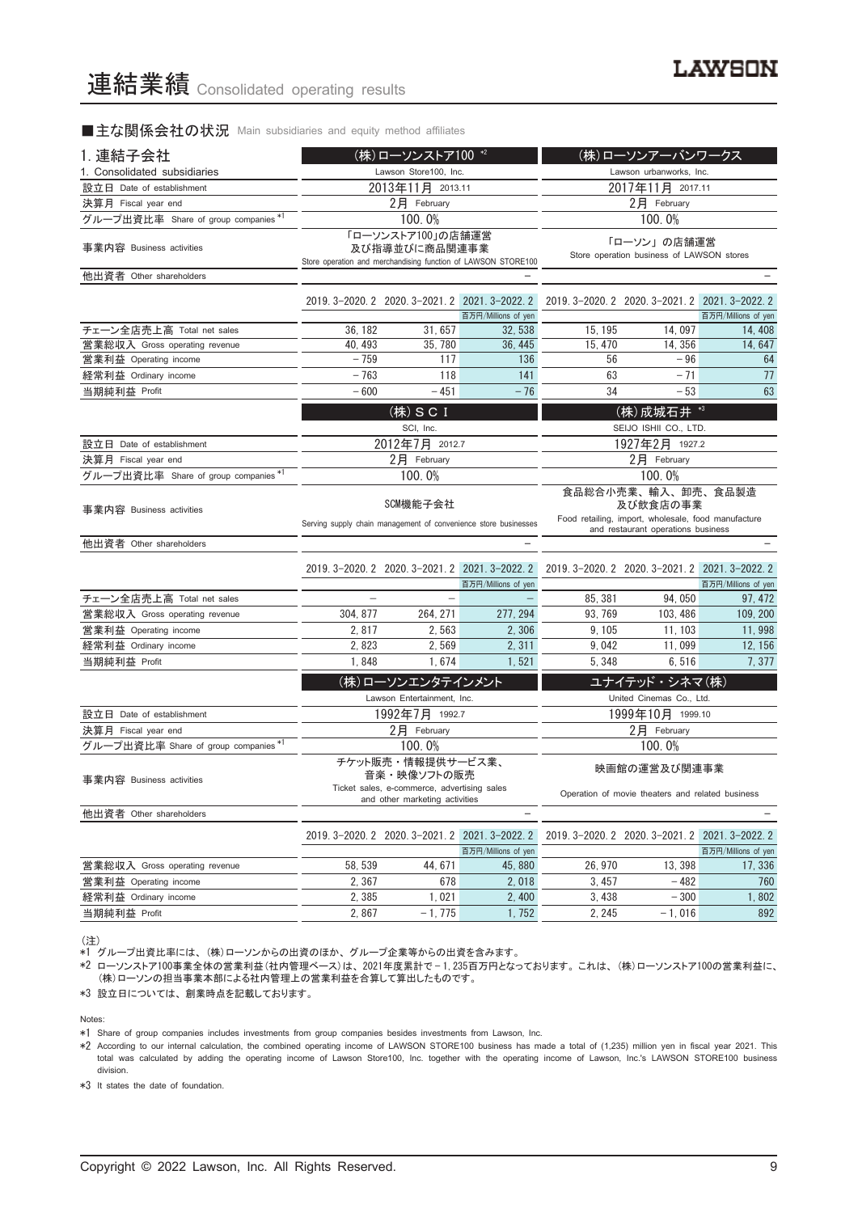# 連結業績 Consolidated operating results

## ■主な関係会社の状況 Main subsidiaries and equity method affiliates

### 1. 連結子会社 / 1. Consolidated subsidiaries

| | (株)ローソンストア100 *2 | | | (株)ローソンアーバンワークス | | |
|---|---|---|---|---|---|---|
| | Lawson Store100, Inc. | | | Lawson urbanworks, Inc. | | |
| 設立日 Date of establishment | 2013年11月 2013.11 | | | 2017年11月 2017.11 | | |
| 決算月 Fiscal year end | 2月 February | | | 2月 February | | |
| グループ出資比率 Share of group companies *1 | 100.0% | | | 100.0% | | |
| 事業内容 Business activities | 「ローソンストア100」の店舗運営及び指導並びに商品関連事業 Store operation and merchandising function of LAWSON STORE100 | | | 「ローソン」の店舗運営 Store operation business of LAWSON stores | | |
| 他出資者 Other shareholders | − | | | − | | |
| | 2019.3-2020.2 | 2020.3-2021.2 | 2021.3-2022.2 百万円/Millions of yen | 2019.3-2020.2 | 2020.3-2021.2 | 2021.3-2022.2 百万円/Millions of yen |
| チェーン全店売上高 Total net sales | 36,182 | 31,657 | 32,538 | 15,195 | 14,097 | 14,408 |
| 営業総収入 Gross operating revenue | 40,493 | 35,780 | 36,445 | 15,470 | 14,356 | 14,647 |
| 営業利益 Operating income | −759 | 117 | 136 | 56 | −96 | 64 |
| 経常利益 Ordinary income | −763 | 118 | 141 | 63 | −71 | 77 |
| 当期純利益 Profit | −600 | −451 | −76 | 34 | −53 | 63 |

| | (株)ＳＣＩ | | | (株)成城石井 *3 | | |
|---|---|---|---|---|---|---|
| | SCI, Inc. | | | SEIJO ISHII CO., LTD. | | |
| 設立日 Date of establishment | 2012年7月 2012.7 | | | 1927年2月 1927.2 | | |
| 決算月 Fiscal year end | 2月 February | | | 2月 February | | |
| グループ出資比率 Share of group companies *1 | 100.0% | | | 100.0% | | |
| 事業内容 Business activities | SCM機能子会社 Serving supply chain management of convenience store businesses | | | 食品総合小売業、輸入、卸売、食品製造及び飲食店の事業 Food retailing, import, wholesale, food manufacture and restaurant operations business | | |
| 他出資者 Other shareholders | − | | | − | | |
| | 2019.3-2020.2 | 2020.3-2021.2 | 2021.3-2022.2 百万円/Millions of yen | 2019.3-2020.2 | 2020.3-2021.2 | 2021.3-2022.2 百万円/Millions of yen |
| チェーン全店売上高 Total net sales | − | − | − | 85,381 | 94,050 | 97,472 |
| 営業総収入 Gross operating revenue | 304,877 | 264,271 | 277,294 | 93,769 | 103,486 | 109,200 |
| 営業利益 Operating income | 2,817 | 2,563 | 2,306 | 9,105 | 11,103 | 11,998 |
| 経常利益 Ordinary income | 2,823 | 2,569 | 2,311 | 9,042 | 11,099 | 12,156 |
| 当期純利益 Profit | 1,848 | 1,674 | 1,521 | 5,348 | 6,516 | 7,377 |

| | (株)ローソンエンタテインメント | | | ユナイテッド・シネマ(株) | | |
|---|---|---|---|---|---|---|
| | Lawson Entertainment, Inc. | | | United Cinemas Co., Ltd. | | |
| 設立日 Date of establishment | 1992年7月 1992.7 | | | 1999年10月 1999.10 | | |
| 決算月 Fiscal year end | 2月 February | | | 2月 February | | |
| グループ出資比率 Share of group companies *1 | 100.0% | | | 100.0% | | |
| 事業内容 Business activities | チケット販売・情報提供サービス業、音楽・映像ソフトの販売 Ticket sales, e-commerce, advertising sales and other marketing activities | | | 映画館の運営及び関連事業 Operation of movie theaters and related business | | |
| 他出資者 Other shareholders | − | | | − | | |
| | 2019.3-2020.2 | 2020.3-2021.2 | 2021.3-2022.2 百万円/Millions of yen | 2019.3-2020.2 | 2020.3-2021.2 | 2021.3-2022.2 百万円/Millions of yen |
| 営業総収入 Gross operating revenue | 58,539 | 44,671 | 45,880 | 26,970 | 13,398 | 17,336 |
| 営業利益 Operating income | 2,367 | 678 | 2,018 | 3,457 | −482 | 760 |
| 経常利益 Ordinary income | 2,385 | 1,021 | 2,400 | 3,438 | −300 | 1,802 |
| 当期純利益 Profit | 2,867 | −1,775 | 1,752 | 2,245 | −1,016 | 892 |

(注)

*1 グループ出資比率には、(株)ローソンからの出資のほか、グループ企業等からの出資を含みます。

*2 ローソンストア100事業全体の営業利益(社内管理ベース)は、2021年度累計で−1,235百万円となっております。これは、(株)ローソンストア100の営業利益に、(株)ローソンの担当事業本部による社内管理上の営業利益を合算して算出したものです。

*3 設立日については、創業時点を記載しております。

Notes:

*1 Share of group companies includes investments from group companies besides investments from Lawson, Inc.

*2 According to our internal calculation, the combined operating income of LAWSON STORE100 business has made a total of (1,235) million yen in fiscal year 2021. This total was calculated by adding the operating income of Lawson Store100, Inc. together with the operating income of Lawson, Inc.'s LAWSON STORE100 business division.

*3 It states the date of foundation.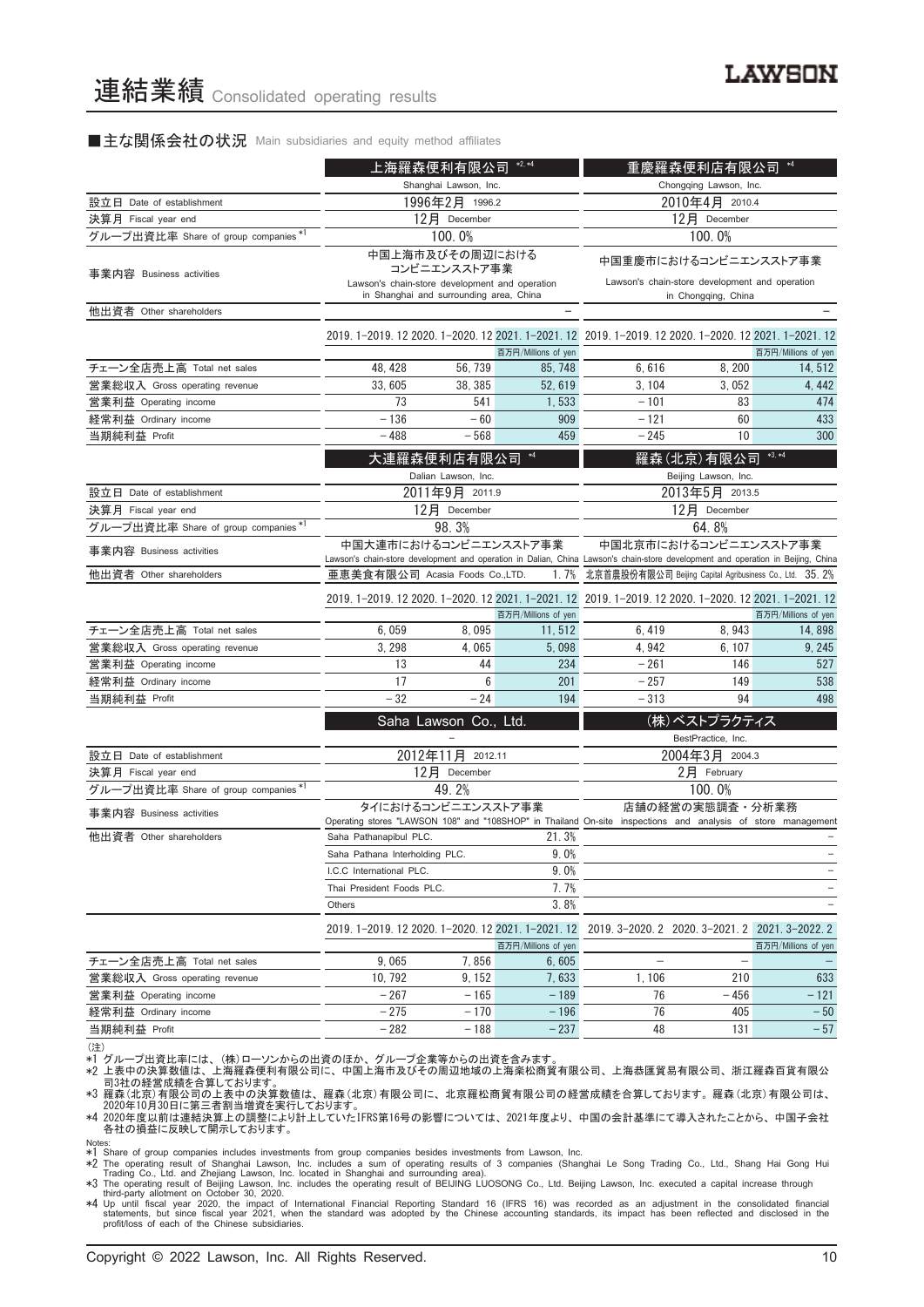# 連結業績 Consolidated operating results

## ■主な関係会社の状況 Main subsidiaries and equity method affiliates

| | 上海羅森便利有限公司 *2, *4 | | | 重慶羅森便利店有限公司 *4 | | |
|---|---|---|---|---|---|---|
| | Shanghai Lawson, Inc. | | | Chongqing Lawson, Inc. | | |
| 設立日 Date of establishment | 1996年2月 1996.2 | | | 2010年4月 2010.4 | | |
| 決算月 Fiscal year end | 12月 December | | | 12月 December | | |
| グループ出資比率 Share of group companies *1 | 100.0% | | | 100.0% | | |
| 事業内容 Business activities | 中国上海市及びその周辺における コンビニエンスストア事業 Lawson's chain-store development and operation in Shanghai and surrounding area, China | | | 中国重慶市におけるコンビニエンスストア事業 Lawson's chain-store development and operation in Chongqing, China | | |
| 他出資者 Other shareholders | | | – | | | – |
| | 2019.1–2019.12 | 2020.1–2020.12 | 2021.1–2021.12 | 2019.1–2019.12 | 2020.1–2020.12 | 2021.1–2021.12 |
| | | | 百万円/Millions of yen | | | 百万円/Millions of yen |
| チェーン全店売上高 Total net sales | 48,428 | 56,739 | 85,748 | 6,616 | 8,200 | 14,512 |
| 営業総収入 Gross operating revenue | 33,605 | 38,385 | 52,619 | 3,104 | 3,052 | 4,442 |
| 営業利益 Operating income | 73 | 541 | 1,533 | –101 | 83 | 474 |
| 経常利益 Ordinary income | –136 | –60 | 909 | –121 | 60 | 433 |
| 当期純利益 Profit | –488 | –568 | 459 | –245 | 10 | 300 |

| | 大連羅森便利店有限公司 *4 | | | 羅森(北京)有限公司 *3, *4 | | |
|---|---|---|---|---|---|---|
| | Dalian Lawson, Inc. | | | Beijing Lawson, Inc. | | |
| 設立日 Date of establishment | 2011年9月 2011.9 | | | 2013年5月 2013.5 | | |
| 決算月 Fiscal year end | 12月 December | | | 12月 December | | |
| グループ出資比率 Share of group companies *1 | 98.3% | | | 64.8% | | |
| 事業内容 Business activities | 中国大連市におけるコンビニエンスストア事業 Lawson's chain-store development and operation in Dalian, China | | | 中国北京市におけるコンビニエンスストア事業 Lawson's chain-store development and operation in Beijing, China | | |
| 他出資者 Other shareholders | 亜恵美食有限公司 Acasia Foods Co.,LTD. | | 1.7% | 北京首農股份有限公司 Beijing Capital Agribusiness Co., Ltd. | | 35.2% |
| | 2019.1–2019.12 | 2020.1–2020.12 | 2021.1–2021.12 | 2019.1–2019.12 | 2020.1–2020.12 | 2021.1–2021.12 |
| | | | 百万円/Millions of yen | | | 百万円/Millions of yen |
| チェーン全店売上高 Total net sales | 6,059 | 8,095 | 11,512 | 6,419 | 8,943 | 14,898 |
| 営業総収入 Gross operating revenue | 3,298 | 4,065 | 5,098 | 4,942 | 6,107 | 9,245 |
| 営業利益 Operating income | 13 | 44 | 234 | –261 | 146 | 527 |
| 経常利益 Ordinary income | 17 | 6 | 201 | –257 | 149 | 538 |
| 当期純利益 Profit | –32 | –24 | 194 | –313 | 94 | 498 |

| | Saha Lawson Co., Ltd. | | | (株)ベストプラクティス | | |
|---|---|---|---|---|---|---|
| | – | | | BestPractice, Inc. | | |
| 設立日 Date of establishment | 2012年11月 2012.11 | | | 2004年3月 2004.3 | | |
| 決算月 Fiscal year end | 12月 December | | | 2月 February | | |
| グループ出資比率 Share of group companies *1 | 49.2% | | | 100.0% | | |
| 事業内容 Business activities | タイにおけるコンビニエンスストア事業 Operating stores "LAWSON 108" and "108SHOP" in Thailand | | | 店舗の経営の実態調査・分析業務 On-site inspections and analysis of store management | | |
| 他出資者 Other shareholders | Saha Pathanapibul PLC. | | 21.3% | | | – |
| | Saha Pathana Interholding PLC. | | 9.0% | | | – |
| | I.C.C International PLC. | | 9.0% | | | – |
| | Thai President Foods PLC. | | 7.7% | | | – |
| | Others | | 3.8% | | | – |
| | 2019.1–2019.12 | 2020.1–2020.12 | 2021.1–2021.12 | 2019.3–2020.2 | 2020.3–2021.2 | 2021.3–2022.2 |
| | | | 百万円/Millions of yen | | | 百万円/Millions of yen |
| チェーン全店売上高 Total net sales | 9,065 | 7,856 | 6,605 | – | – | – |
| 営業総収入 Gross operating revenue | 10,792 | 9,152 | 7,633 | 1,106 | 210 | 633 |
| 営業利益 Operating income | –267 | –165 | –189 | 76 | –456 | –121 |
| 経常利益 Ordinary income | –275 | –170 | –196 | 76 | 405 | –50 |
| 当期純利益 Profit | –282 | –188 | –237 | 48 | 131 | –57 |

(注)
*1 グループ出資比率には、(株)ローソンからの出資のほか、グループ企業等からの出資を含みます。
*2 上表中の決算数値は、上海羅森便利有限公司に、中国上海市及びその周辺地域の上海楽松商貿有限公司、上海恭匯貿易有限公司、浙江羅森百貨有限公司3社の経営成績を合算しております。
*3 羅森(北京)有限公司の上表中の決算数値は、羅森(北京)有限公司に、北京羅松商貿有限公司の経営成績を合算しております。羅森(北京)有限公司は、2020年10月30日に第三者割当増資を実行しております。
*4 2020年度以前は連結決算上の調整により計上していたIFRS第16号の影響については、2021年度より、中国の会計基準にて導入されたことから、中国子会社各社の損益に反映して開示しております。

Notes:
*1 Share of group companies includes investments from group companies besides investments from Lawson, Inc.
*2 The operating result of Shanghai Lawson, Inc. includes a sum of operating results of 3 companies (Shanghai Le Song Trading Co., Ltd., Shang Hai Gong Hui Trading Co., Ltd. and Zhejiang Lawson, Inc. located in Shanghai and surrounding area).
*3 The operating result of Beijing Lawson, Inc. includes the operating result of BEIJING LUOSONG Co., Ltd. Beijing Lawson, Inc. executed a capital increase through third-party allotment on October 30, 2020.
*4 Up until fiscal year 2020, the impact of International Financial Reporting Standard 16 (IFRS 16) was recorded as an adjustment in the consolidated financial statements, but since fiscal year 2021, when the standard was adopted by the Chinese accounting standards, its impact has been reflected and disclosed in the profit/loss of each of the Chinese subsidiaries.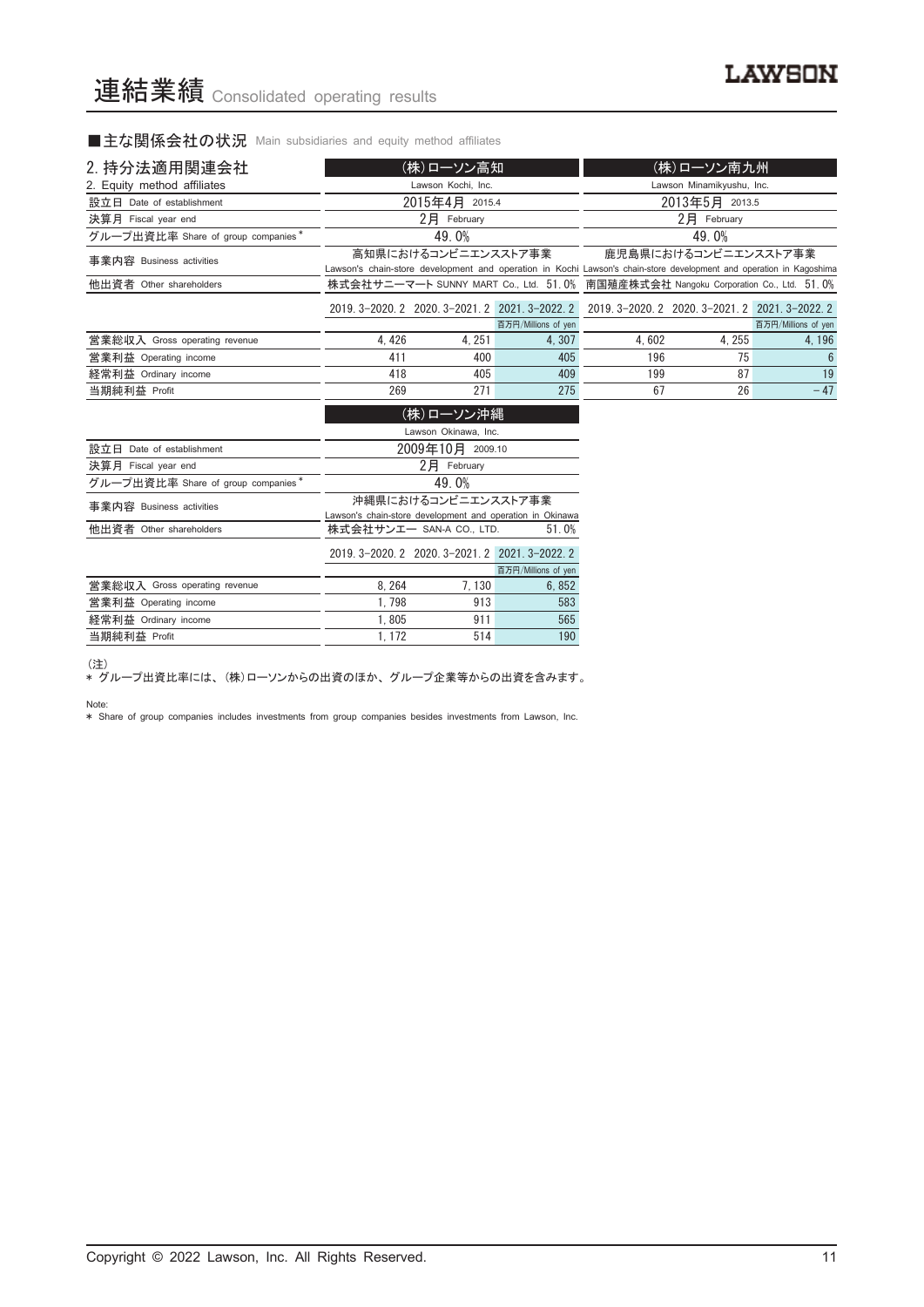# 連結業績 Consolidated operating results

■主な関係会社の状況 Main subsidiaries and equity method affiliates

| 2. 持分法適用関連会社<br>2. Equity method affiliates | (株)ローソン高知<br>Lawson Kochi, Inc. | | | (株)ローソン南九州<br>Lawson Minamikyushu, Inc. | | |
|---|---|---|---|---|---|---|
| 設立日 Date of establishment | 2015年4月 2015.4 | | | 2013年5月 2013.5 | | |
| 決算月 Fiscal year end | 2月 February | | | 2月 February | | |
| グループ出資比率 Share of group companies* | 49.0% | | | 49.0% | | |
| 事業内容 Business activities | 高知県におけるコンビニエンスストア事業<br>Lawson's chain-store development and operation in Kochi | | | 鹿児島県におけるコンビニエンスストア事業<br>Lawson's chain-store development and operation in Kagoshima | | |
| 他出資者 Other shareholders | 株式会社サニーマート SUNNY MART Co., Ltd. 51.0% | | | 南国殖産株式会社 Nangoku Corporation Co., Ltd. 51.0% | | |
| | 2019.3–2020.2 | 2020.3–2021.2 | 2021.3–2022.2 | 2019.3–2020.2 | 2020.3–2021.2 | 2021.3–2022.2 |
| | | | 百万円/Millions of yen | | | 百万円/Millions of yen |
| 営業総収入 Gross operating revenue | 4,426 | 4,251 | 4,307 | 4,602 | 4,255 | 4,196 |
| 営業利益 Operating income | 411 | 400 | 405 | 196 | 75 | 6 |
| 経常利益 Ordinary income | 418 | 405 | 409 | 199 | 87 | 19 |
| 当期純利益 Profit | 269 | 271 | 275 | 67 | 26 | −47 |

| | (株)ローソン沖縄<br>Lawson Okinawa, Inc. | | |
|---|---|---|---|
| 設立日 Date of establishment | 2009年10月 2009.10 | | |
| 決算月 Fiscal year end | 2月 February | | |
| グループ出資比率 Share of group companies* | 49.0% | | |
| 事業内容 Business activities | 沖縄県におけるコンビニエンスストア事業<br>Lawson's chain-store development and operation in Okinawa | | |
| 他出資者 Other shareholders | 株式会社サンエー SAN-A CO., LTD. 51.0% | | |
| | 2019.3–2020.2 | 2020.3–2021.2 | 2021.3–2022.2 |
| | | | 百万円/Millions of yen |
| 営業総収入 Gross operating revenue | 8,264 | 7,130 | 6,852 |
| 営業利益 Operating income | 1,798 | 913 | 583 |
| 経常利益 Ordinary income | 1,805 | 911 | 565 |
| 当期純利益 Profit | 1,172 | 514 | 190 |

(注)
* グループ出資比率には、(株)ローソンからの出資のほか、グループ企業等からの出資を含みます。

Note:
* Share of group companies includes investments from group companies besides investments from Lawson, Inc.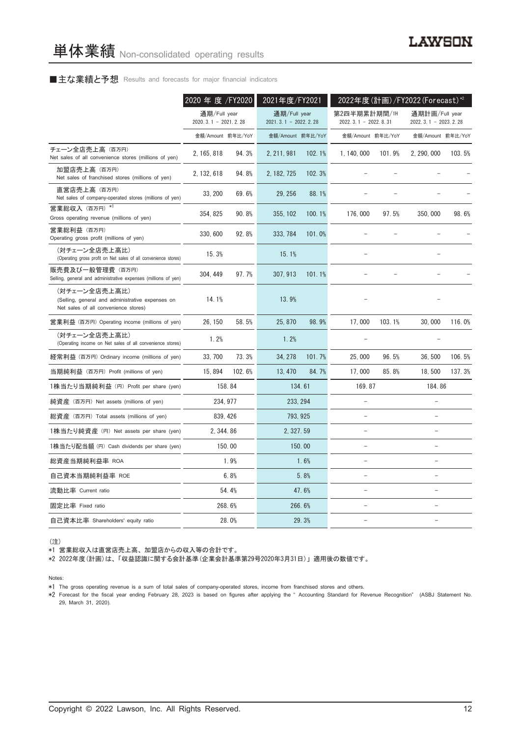# 単体業績 Non-consolidated operating results

■主な業績と予想 Results and forecasts for major financial indicators

| | 2020 年 度 /FY2020 | | 2021年度/FY2021 | | 2022年度(計画)/FY2022(Forecast)[*2] | | | |
|---|---|---|---|---|---|---|---|---|
| | 通期/Full year 2020. 3. 1 － 2021. 2. 28 | | 通期/Full year 2021. 3. 1 － 2022. 2. 28 | | 第2四半期累計期間/1H 2022. 3. 1 － 2022. 8. 31 | | 通期計画/Full year 2022. 3. 1 － 2023. 2. 28 | |
| | 金額/Amount | 前年比/YoY | 金額/Amount | 前年比/YoY | 金額/Amount | 前年比/YoY | 金額/Amount | 前年比/YoY |
| チェーン全店売上高 (百万円) Net sales of all convenience stores (millions of yen) | 2, 165, 818 | 94. 3% | 2, 211, 981 | 102. 1% | 1, 140, 000 | 101. 9% | 2, 290, 000 | 103. 5% |
| 加盟店売上高 (百万円) Net sales of franchised stores (millions of yen) | 2, 132, 618 | 94. 8% | 2, 182, 725 | 102. 3% | – | – | – | – |
| 直営店売上高 (百万円) Net sales of company-operated stores (millions of yen) | 33, 200 | 69. 6% | 29, 256 | 88. 1% | – | – | – | – |
| 営業総収入 (百万円) [*1] Gross operating revenue (millions of yen) | 354, 825 | 90. 8% | 355, 102 | 100. 1% | 176, 000 | 97. 5% | 350, 000 | 98. 6% |
| 営業総利益 (百万円) Operating gross profit (millions of yen) | 330, 600 | 92. 8% | 333, 784 | 101. 0% | – | – | – | – |
| (対チェーン全店売上高比) (Operating gross profit on Net sales of all convenience stores) | 15. 3% | | 15. 1% | | – | | – | |
| 販売費及び一般管理費 (百万円) Selling, general and administrative expenses (millions of yen) | 304, 449 | 97. 7% | 307, 913 | 101. 1% | – | – | – | – |
| (対チェーン全店売上高比) (Selling, general and administrative expenses on Net sales of all convenience stores) | 14. 1% | | 13. 9% | | – | | – | |
| 営業利益 (百万円) Operating income (millions of yen) | 26, 150 | 58. 5% | 25, 870 | 98. 9% | 17, 000 | 103. 1% | 30, 000 | 116. 0% |
| (対チェーン全店売上高比) (Operating income on Net sales of all convenience stores) | 1. 2% | | 1. 2% | | – | | – | |
| 経常利益 (百万円) Ordinary income (millions of yen) | 33, 700 | 73. 3% | 34, 278 | 101. 7% | 25, 000 | 96. 5% | 36, 500 | 106. 5% |
| 当期純利益 (百万円) Profit (millions of yen) | 15, 894 | 102. 6% | 13, 470 | 84. 7% | 17, 000 | 85. 8% | 18, 500 | 137. 3% |
| 1株当たり当期純利益 (円) Profit per share (yen) | 158. 84 | | 134. 61 | | 169. 87 | | 184. 86 | |
| 純資産 (百万円) Net assets (millions of yen) | 234, 977 | | 233, 294 | | – | | – | |
| 総資産 (百万円) Total assets (millions of yen) | 839, 426 | | 793, 925 | | – | | – | |
| 1株当たり純資産 (円) Net assets per share (yen) | 2, 344. 86 | | 2, 327. 59 | | – | | – | |
| 1株当たり配当額 (円) Cash dividends per share (yen) | 150. 00 | | 150. 00 | | – | | – | |
| 総資産当期純利益率 ROA | 1. 9% | | 1. 6% | | – | | – | |
| 自己資本当期純利益率 ROE | 6. 8% | | 5. 8% | | – | | – | |
| 流動比率 Current ratio | 54. 4% | | 47. 6% | | – | | – | |
| 固定比率 Fixed ratio | 268. 6% | | 266. 6% | | – | | – | |
| 自己資本比率 Shareholders' equity ratio | 28. 0% | | 29. 3% | | – | | – | |

(注)
*1 営業総収入は直営店売上高、加盟店からの収入等の合計です。
*2 2022年度(計画)は、「収益認識に関する会計基準(企業会計基準第29号2020年3月31日)」適用後の数値です。

Notes:
*1 The gross operating revenue is a sum of total sales of company-operated stores, income from franchised stores and others.
*2 Forecast for the fiscal year ending February 28, 2023 is based on figures after applying the " Accounting Standard for Revenue Recognition" (ASBJ Statement No. 29, March 31, 2020).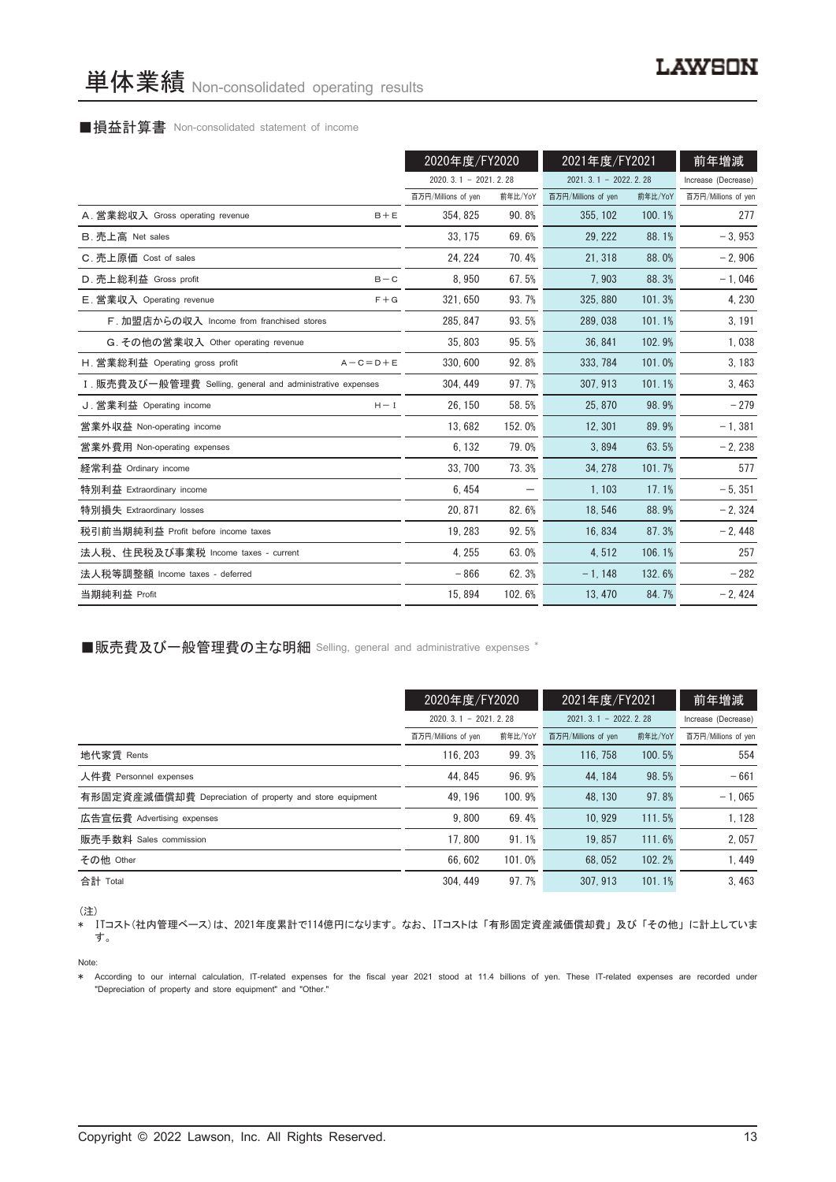# 単体業績 Non-consolidated operating results

### ■損益計算書 Non-consolidated statement of income

| | | 2020年度/FY2020 | | 2021年度/FY2021 | | 前年増減 |
|---|---|---|---|---|---|---|
| | | 2020. 3. 1 － 2021. 2. 28 | | 2021. 3. 1 － 2022. 2. 28 | | Increase (Decrease) |
| | | 百万円/Millions of yen | 前年比/YoY | 百万円/Millions of yen | 前年比/YoY | 百万円/Millions of yen |
| A. 営業総収入 Gross operating revenue | B＋E | 354, 825 | 90. 8% | 355, 102 | 100. 1% | 277 |
| B. 売上高 Net sales | | 33, 175 | 69. 6% | 29, 222 | 88. 1% | －3, 953 |
| C. 売上原価 Cost of sales | | 24, 224 | 70. 4% | 21, 318 | 88. 0% | －2, 906 |
| D. 売上総利益 Gross profit | B－C | 8, 950 | 67. 5% | 7, 903 | 88. 3% | －1, 046 |
| E. 営業収入 Operating revenue | F＋G | 321, 650 | 93. 7% | 325, 880 | 101. 3% | 4, 230 |
| F. 加盟店からの収入 Income from franchised stores | | 285, 847 | 93. 5% | 289, 038 | 101. 1% | 3, 191 |
| G. その他の営業収入 Other operating revenue | | 35, 803 | 95. 5% | 36, 841 | 102. 9% | 1, 038 |
| H. 営業総利益 Operating gross profit | A－C＝D＋E | 330, 600 | 92. 8% | 333, 784 | 101. 0% | 3, 183 |
| I. 販売費及び一般管理費 Selling, general and administrative expenses | | 304, 449 | 97. 7% | 307, 913 | 101. 1% | 3, 463 |
| J. 営業利益 Operating income | H－I | 26, 150 | 58. 5% | 25, 870 | 98. 9% | －279 |
| 営業外収益 Non-operating income | | 13, 682 | 152. 0% | 12, 301 | 89. 9% | －1, 381 |
| 営業外費用 Non-operating expenses | | 6, 132 | 79. 0% | 3, 894 | 63. 5% | －2, 238 |
| 経常利益 Ordinary income | | 33, 700 | 73. 3% | 34, 278 | 101. 7% | 577 |
| 特別利益 Extraordinary income | | 6, 454 | ― | 1, 103 | 17. 1% | －5, 351 |
| 特別損失 Extraordinary losses | | 20, 871 | 82. 6% | 18, 546 | 88. 9% | －2, 324 |
| 税引前当期純利益 Profit before income taxes | | 19, 283 | 92. 5% | 16, 834 | 87. 3% | －2, 448 |
| 法人税、住民税及び事業税 Income taxes - current | | 4, 255 | 63. 0% | 4, 512 | 106. 1% | 257 |
| 法人税等調整額 Income taxes - deferred | | －866 | 62. 3% | －1, 148 | 132. 6% | －282 |
| 当期純利益 Profit | | 15, 894 | 102. 6% | 13, 470 | 84. 7% | －2, 424 |

### ■販売費及び一般管理費の主な明細 Selling, general and administrative expenses *

| | 2020年度/FY2020 | | 2021年度/FY2021 | | 前年増減 |
|---|---|---|---|---|---|
| | 2020. 3. 1 － 2021. 2. 28 | | 2021. 3. 1 － 2022. 2. 28 | | Increase (Decrease) |
| | 百万円/Millions of yen | 前年比/YoY | 百万円/Millions of yen | 前年比/YoY | 百万円/Millions of yen |
| 地代家賃 Rents | 116, 203 | 99. 3% | 116, 758 | 100. 5% | 554 |
| 人件費 Personnel expenses | 44, 845 | 96. 9% | 44, 184 | 98. 5% | －661 |
| 有形固定資産減価償却費 Depreciation of property and store equipment | 49, 196 | 100. 9% | 48, 130 | 97. 8% | －1, 065 |
| 広告宣伝費 Advertising expenses | 9, 800 | 69. 4% | 10, 929 | 111. 5% | 1, 128 |
| 販売手数料 Sales commission | 17, 800 | 91. 1% | 19, 857 | 111. 6% | 2, 057 |
| その他 Other | 66, 602 | 101. 0% | 68, 052 | 102. 2% | 1, 449 |
| 合計 Total | 304, 449 | 97. 7% | 307, 913 | 101. 1% | 3, 463 |

(注)

* ITコスト(社内管理ベース)は、2021年度累計で114億円になります。なお、ITコストは「有形固定資産減価償却費」及び「その他」に計上しています。

Note:

* According to our internal calculation, IT-related expenses for the fiscal year 2021 stood at 11.4 billions of yen. These IT-related expenses are recorded under "Depreciation of property and store equipment" and "Other."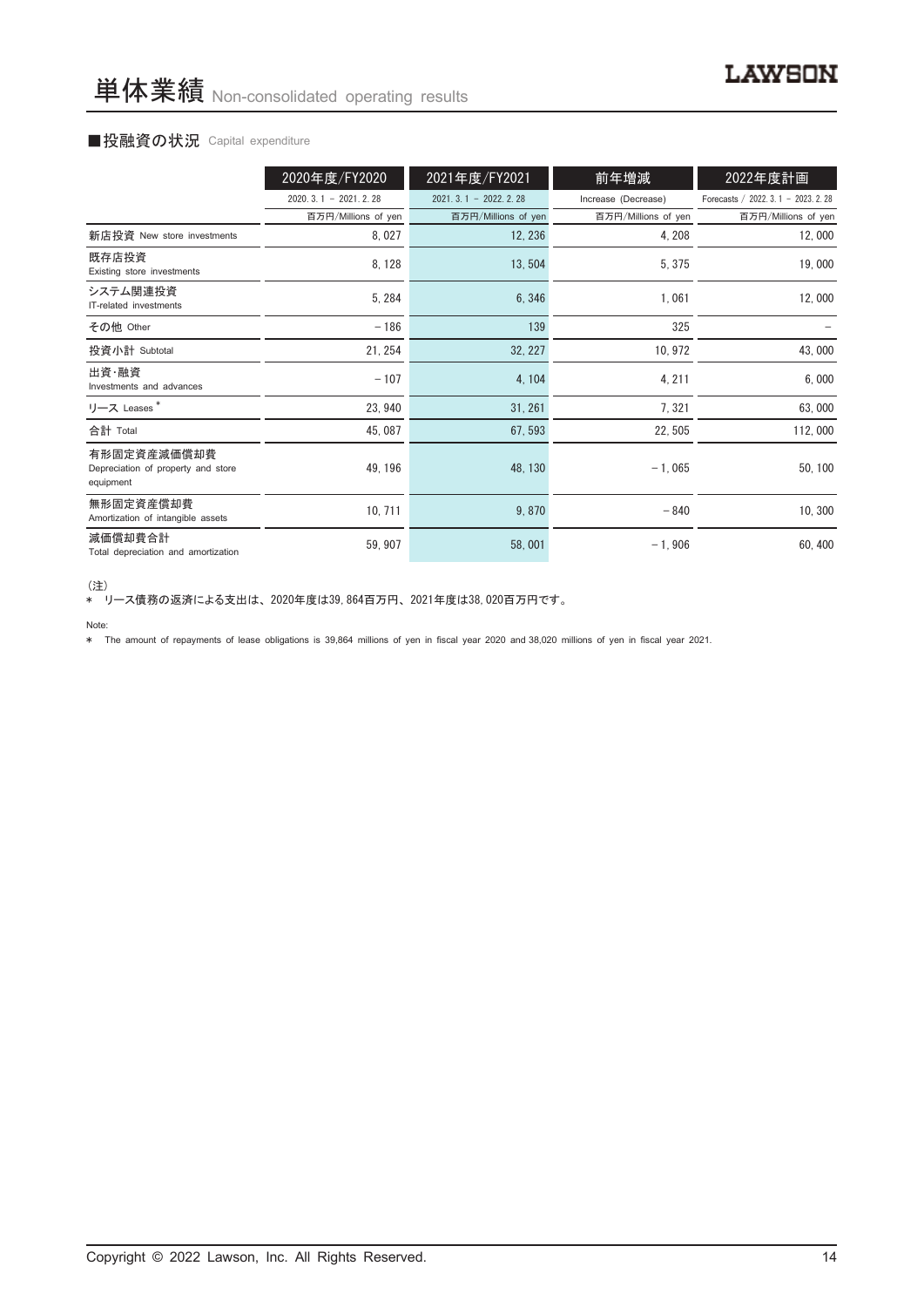# 単体業績 Non-consolidated operating results

## ■投融資の状況 Capital expenditure

| | 2020年度/FY2020 | 2021年度/FY2021 | 前年増減 | 2022年度計画 |
|---|---|---|---|---|
| | 2020. 3. 1 － 2021. 2. 28 | 2021. 3. 1 － 2022. 2. 28 | Increase (Decrease) | Forecasts / 2022. 3. 1 － 2023. 2. 28 |
| | 百万円/Millions of yen | 百万円/Millions of yen | 百万円/Millions of yen | 百万円/Millions of yen |
| 新店投資 New store investments | 8, 027 | 12, 236 | 4, 208 | 12, 000 |
| 既存店投資 Existing store investments | 8, 128 | 13, 504 | 5, 375 | 19, 000 |
| システム関連投資 IT-related investments | 5, 284 | 6, 346 | 1, 061 | 12, 000 |
| その他 Other | －186 | 139 | 325 | － |
| 投資小計 Subtotal | 21, 254 | 32, 227 | 10, 972 | 43, 000 |
| 出資・融資 Investments and advances | －107 | 4, 104 | 4, 211 | 6, 000 |
| リース Leases * | 23, 940 | 31, 261 | 7, 321 | 63, 000 |
| 合計 Total | 45, 087 | 67, 593 | 22, 505 | 112, 000 |
| 有形固定資産減価償却費 Depreciation of property and store equipment | 49, 196 | 48, 130 | －1, 065 | 50, 100 |
| 無形固定資産償却費 Amortization of intangible assets | 10, 711 | 9, 870 | －840 | 10, 300 |
| 減価償却費合計 Total depreciation and amortization | 59, 907 | 58, 001 | －1, 906 | 60, 400 |

（注）
＊ リース債務の返済による支出は、2020年度は39, 864百万円、2021年度は38, 020百万円です。

Note:
＊ The amount of repayments of lease obligations is 39,864 millions of yen in fiscal year 2020 and 38,020 millions of yen in fiscal year 2021.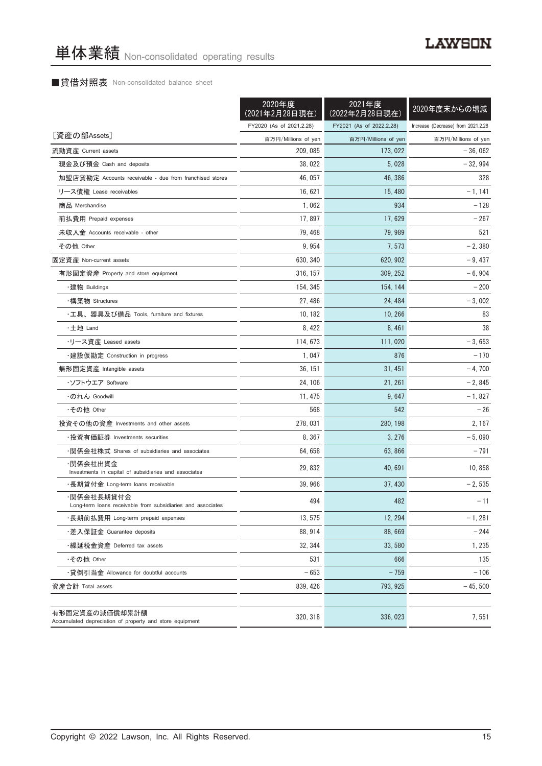# 単体業績 Non-consolidated operating results

## ■貸借対照表 Non-consolidated balance sheet

| [資産の部Assets] | 2020年度 (2021年2月28日現在) FY2020 (As of 2021.2.28) 百万円/Millions of yen | 2021年度 (2022年2月28日現在) FY2021 (As of 2022.2.28) 百万円/Millions of yen | 2020年度末からの増減 Increase (Decrease) from 2021.2.28 百万円/Millions of yen |
|---|---|---|---|
| 流動資産 Current assets | 209, 085 | 173, 022 | − 36, 062 |
| 現金及び預金 Cash and deposits | 38, 022 | 5, 028 | − 32, 994 |
| 加盟店貸勘定 Accounts receivable - due from franchised stores | 46, 057 | 46, 386 | 328 |
| リース債権 Lease receivables | 16, 621 | 15, 480 | − 1, 141 |
| 商品 Merchandise | 1, 062 | 934 | − 128 |
| 前払費用 Prepaid expenses | 17, 897 | 17, 629 | − 267 |
| 未収入金 Accounts receivable - other | 79, 468 | 79, 989 | 521 |
| その他 Other | 9, 954 | 7, 573 | − 2, 380 |
| 固定資産 Non-current assets | 630, 340 | 620, 902 | − 9, 437 |
| 有形固定資産 Property and store equipment | 316, 157 | 309, 252 | − 6, 904 |
| ・建物 Buildings | 154, 345 | 154, 144 | − 200 |
| ・構築物 Structures | 27, 486 | 24, 484 | − 3, 002 |
| ・工具、器具及び備品 Tools, furniture and fixtures | 10, 182 | 10, 266 | 83 |
| ・土地 Land | 8, 422 | 8, 461 | 38 |
| ・リース資産 Leased assets | 114, 673 | 111, 020 | − 3, 653 |
| ・建設仮勘定 Construction in progress | 1, 047 | 876 | − 170 |
| 無形固定資産 Intangible assets | 36, 151 | 31, 451 | − 4, 700 |
| ・ソフトウエア Software | 24, 106 | 21, 261 | − 2, 845 |
| ・のれん Goodwill | 11, 475 | 9, 647 | − 1, 827 |
| ・その他 Other | 568 | 542 | − 26 |
| 投資その他の資産 Investments and other assets | 278, 031 | 280, 198 | 2, 167 |
| ・投資有価証券 Investments securities | 8, 367 | 3, 276 | − 5, 090 |
| ・関係会社株式 Shares of subsidiaries and associates | 64, 658 | 63, 866 | − 791 |
| ・関係会社出資金 Investments in capital of subsidiaries and associates | 29, 832 | 40, 691 | 10, 858 |
| ・長期貸付金 Long-term loans receivable | 39, 966 | 37, 430 | − 2, 535 |
| ・関係会社長期貸付金 Long-term loans receivable from subsidiaries and associates | 494 | 482 | − 11 |
| ・長期前払費用 Long-term prepaid expenses | 13, 575 | 12, 294 | − 1, 281 |
| ・差入保証金 Guarantee deposits | 88, 914 | 88, 669 | − 244 |
| ・繰延税金資産 Deferred tax assets | 32, 344 | 33, 580 | 1, 235 |
| ・その他 Other | 531 | 666 | 135 |
| ・貸倒引当金 Allowance for doubtful accounts | − 653 | − 759 | − 106 |
| 資産合計 Total assets | 839, 426 | 793, 925 | − 45, 500 |
| | | | |
| 有形固定資産の減価償却累計額 Accumulated depreciation of property and store equipment | 320, 318 | 336, 023 | 7, 551 |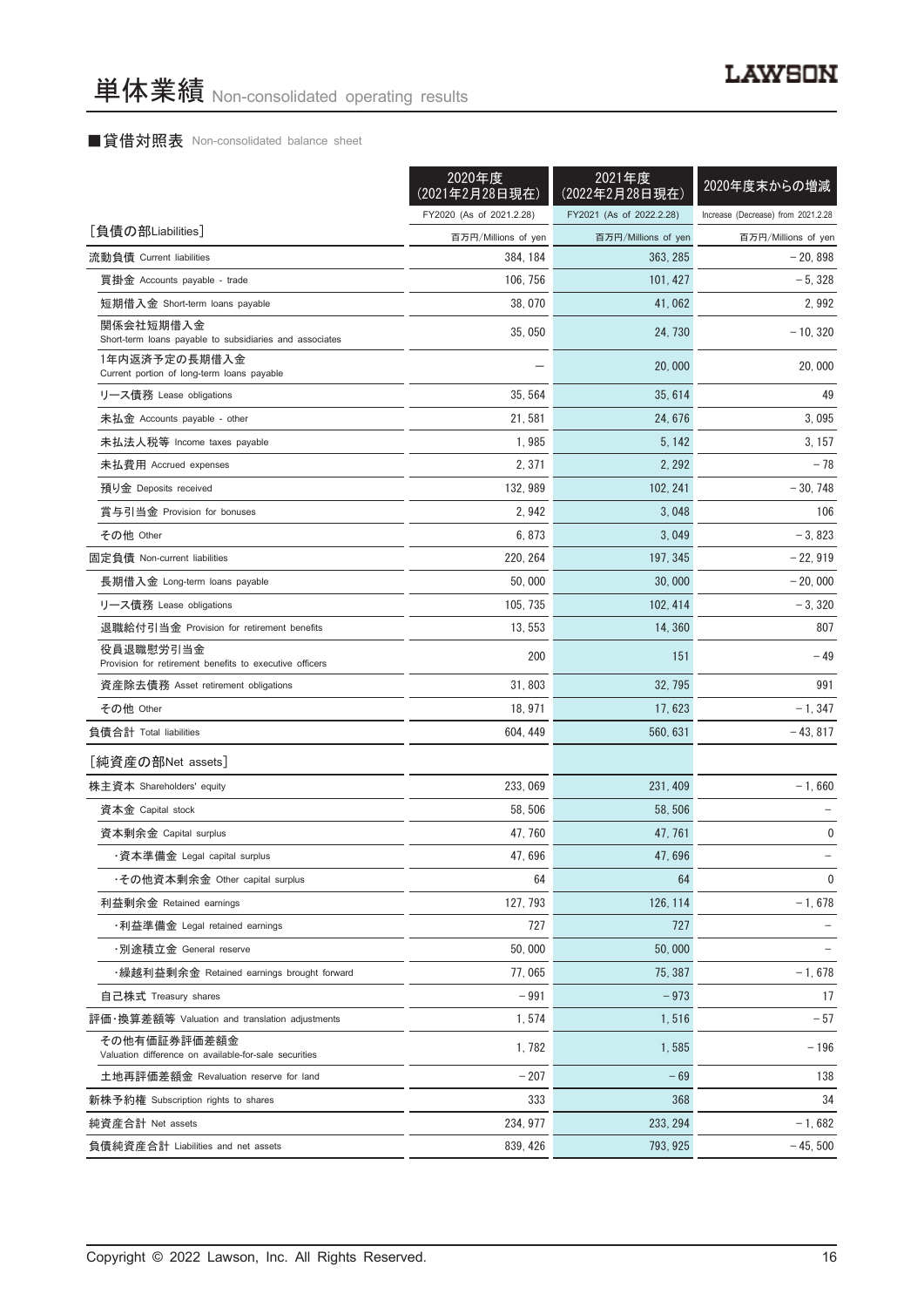# 単体業績 Non-consolidated operating results

## ■貸借対照表 Non-consolidated balance sheet

| | 2020年度 (2021年2月28日現在) | 2021年度 (2022年2月28日現在) | 2020年度末からの増減 |
|---|---|---|---|
| | FY2020 (As of 2021.2.28) | FY2021 (As of 2022.2.28) | Increase (Decrease) from 2021.2.28 |
| [負債の部Liabilities] | 百万円/Millions of yen | 百万円/Millions of yen | 百万円/Millions of yen |
| 流動負債 Current liabilities | 384, 184 | 363, 285 | − 20, 898 |
| 買掛金 Accounts payable - trade | 106, 756 | 101, 427 | − 5, 328 |
| 短期借入金 Short-term loans payable | 38, 070 | 41, 062 | 2, 992 |
| 関係会社短期借入金 Short-term loans payable to subsidiaries and associates | 35, 050 | 24, 730 | − 10, 320 |
| 1年内返済予定の長期借入金 Current portion of long-term loans payable | − | 20, 000 | 20, 000 |
| リース債務 Lease obligations | 35, 564 | 35, 614 | 49 |
| 未払金 Accounts payable - other | 21, 581 | 24, 676 | 3, 095 |
| 未払法人税等 Income taxes payable | 1, 985 | 5, 142 | 3, 157 |
| 未払費用 Accrued expenses | 2, 371 | 2, 292 | − 78 |
| 預り金 Deposits received | 132, 989 | 102, 241 | − 30, 748 |
| 賞与引当金 Provision for bonuses | 2, 942 | 3, 048 | 106 |
| その他 Other | 6, 873 | 3, 049 | − 3, 823 |
| 固定負債 Non-current liabilities | 220, 264 | 197, 345 | − 22, 919 |
| 長期借入金 Long-term loans payable | 50, 000 | 30, 000 | − 20, 000 |
| リース債務 Lease obligations | 105, 735 | 102, 414 | − 3, 320 |
| 退職給付引当金 Provision for retirement benefits | 13, 553 | 14, 360 | 807 |
| 役員退職慰労引当金 Provision for retirement benefits to executive officers | 200 | 151 | − 49 |
| 資産除去債務 Asset retirement obligations | 31, 803 | 32, 795 | 991 |
| その他 Other | 18, 971 | 17, 623 | − 1, 347 |
| 負債合計 Total liabilities | 604, 449 | 560, 631 | − 43, 817 |
| [純資産の部Net assets] | | | |
| 株主資本 Shareholders' equity | 233, 069 | 231, 409 | − 1, 660 |
| 資本金 Capital stock | 58, 506 | 58, 506 | − |
| 資本剰余金 Capital surplus | 47, 760 | 47, 761 | 0 |
| ・資本準備金 Legal capital surplus | 47, 696 | 47, 696 | − |
| ・その他資本剰余金 Other capital surplus | 64 | 64 | 0 |
| 利益剰余金 Retained earnings | 127, 793 | 126, 114 | − 1, 678 |
| ・利益準備金 Legal retained earnings | 727 | 727 | − |
| ・別途積立金 General reserve | 50, 000 | 50, 000 | − |
| ・繰越利益剰余金 Retained earnings brought forward | 77, 065 | 75, 387 | − 1, 678 |
| 自己株式 Treasury shares | − 991 | − 973 | 17 |
| 評価・換算差額等 Valuation and translation adjustments | 1, 574 | 1, 516 | − 57 |
| その他有価証券評価差額金 Valuation difference on available-for-sale securities | 1, 782 | 1, 585 | − 196 |
| 土地再評価差額金 Revaluation reserve for land | − 207 | − 69 | 138 |
| 新株予約権 Subscription rights to shares | 333 | 368 | 34 |
| 純資産合計 Net assets | 234, 977 | 233, 294 | − 1, 682 |
| 負債純資産合計 Liabilities and net assets | 839, 426 | 793, 925 | − 45, 500 |

Copyright © 2022 Lawson, Inc. All Rights Reserved.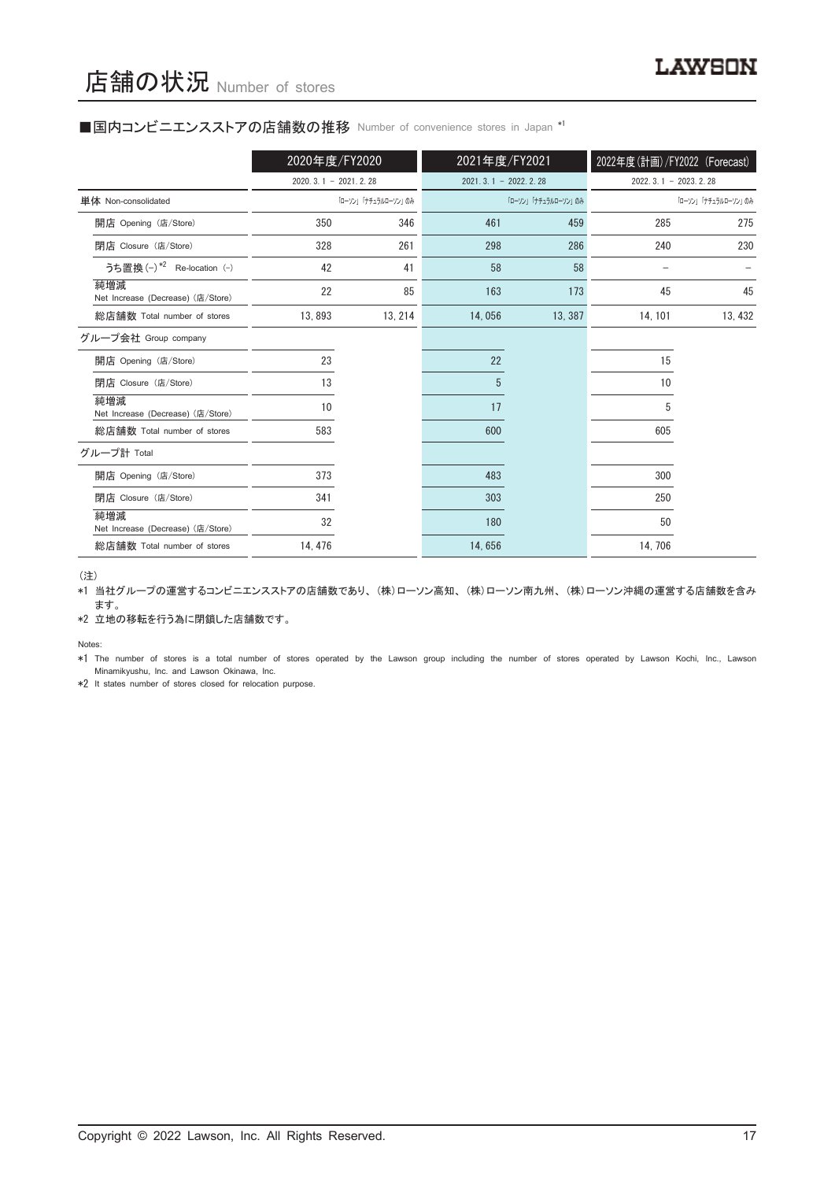# 店舗の状況 Number of stores

## ■国内コンビニエンスストアの店舗数の推移 Number of convenience stores in Japan [*1]

| | 2020年度/FY2020 | | 2021年度/FY2021 | | 2022年度(計画)/FY2022 (Forecast) | |
|---|---|---|---|---|---|---|
| | 2020. 3. 1 ～ 2021. 2. 28 | 「ローソン」「ナチュラルローソン」のみ | 2021. 3. 1 ～ 2022. 2. 28 | 「ローソン」「ナチュラルローソン」のみ | 2022. 3. 1 ～ 2023. 2. 28 | 「ローソン」「ナチュラルローソン」のみ |
| 単体 Non-consolidated | | | | | | |
| 開店 Opening (店/Store) | 350 | 346 | 461 | 459 | 285 | 275 |
| 閉店 Closure (店/Store) | 328 | 261 | 298 | 286 | 240 | 230 |
| うち置換(－) [*2] Re-location (－) | 42 | 41 | 58 | 58 | － | － |
| 純増減 Net Increase (Decrease) (店/Store) | 22 | 85 | 163 | 173 | 45 | 45 |
| 総店舗数 Total number of stores | 13, 893 | 13, 214 | 14, 056 | 13, 387 | 14, 101 | 13, 432 |
| グループ会社 Group company | | | | | | |
| 開店 Opening (店/Store) | 23 | | 22 | | 15 | |
| 閉店 Closure (店/Store) | 13 | | 5 | | 10 | |
| 純増減 Net Increase (Decrease) (店/Store) | 10 | | 17 | | 5 | |
| 総店舗数 Total number of stores | 583 | | 600 | | 605 | |
| グループ計 Total | | | | | | |
| 開店 Opening (店/Store) | 373 | | 483 | | 300 | |
| 閉店 Closure (店/Store) | 341 | | 303 | | 250 | |
| 純増減 Net Increase (Decrease) (店/Store) | 32 | | 180 | | 50 | |
| 総店舗数 Total number of stores | 14, 476 | | 14, 656 | | 14, 706 | |

(注)

*1 当社グループの運営するコンビニエンスストアの店舗数であり、(株)ローソン高知、(株)ローソン南九州、(株)ローソン沖縄の運営する店舗数を含みます。

*2 立地の移転を行う為に閉鎖した店舗数です。

Notes:

*1 The number of stores is a total number of stores operated by the Lawson group including the number of stores operated by Lawson Kochi, Inc., Lawson Minamikyushu, Inc. and Lawson Okinawa, Inc.

*2 It states number of stores closed for relocation purpose.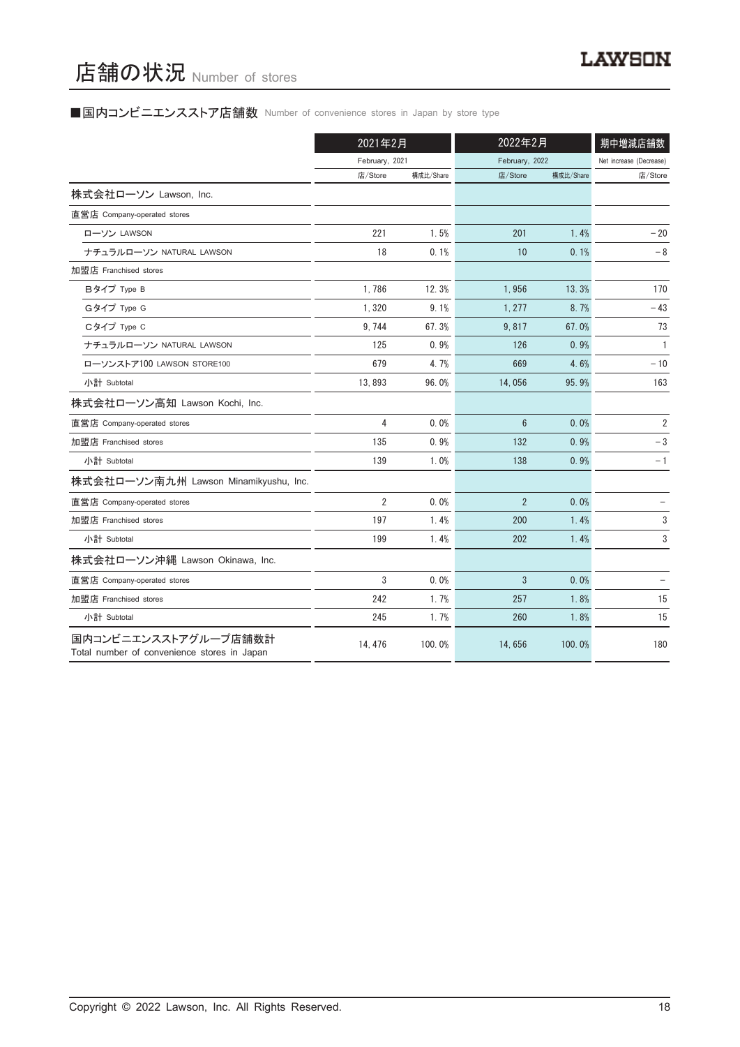# 店舗の状況 Number of stores

■国内コンビニエンスストア店舗数 Number of convenience stores in Japan by store type

| | 2021年2月 | | 2022年2月 | | 期中増減店舗数 |
|---|---|---|---|---|---|
| | February, 2021 | | February, 2022 | | Net increase (Decrease) |
| | 店/Store | 構成比/Share | 店/Store | 構成比/Share | 店/Store |
| 株式会社ローソン Lawson, Inc. | | | | | |
| 直営店 Company-operated stores | | | | | |
| ローソン LAWSON | 221 | 1.5% | 201 | 1.4% | −20 |
| ナチュラルローソン NATURAL LAWSON | 18 | 0.1% | 10 | 0.1% | −8 |
| 加盟店 Franchised stores | | | | | |
| Bタイプ Type B | 1,786 | 12.3% | 1,956 | 13.3% | 170 |
| Gタイプ Type G | 1,320 | 9.1% | 1,277 | 8.7% | −43 |
| Cタイプ Type C | 9,744 | 67.3% | 9,817 | 67.0% | 73 |
| ナチュラルローソン NATURAL LAWSON | 125 | 0.9% | 126 | 0.9% | 1 |
| ローソンストア100 LAWSON STORE100 | 679 | 4.7% | 669 | 4.6% | −10 |
| 小計 Subtotal | 13,893 | 96.0% | 14,056 | 95.9% | 163 |
| 株式会社ローソン高知 Lawson Kochi, Inc. | | | | | |
| 直営店 Company-operated stores | 4 | 0.0% | 6 | 0.0% | 2 |
| 加盟店 Franchised stores | 135 | 0.9% | 132 | 0.9% | −3 |
| 小計 Subtotal | 139 | 1.0% | 138 | 0.9% | −1 |
| 株式会社ローソン南九州 Lawson Minamikyushu, Inc. | | | | | |
| 直営店 Company-operated stores | 2 | 0.0% | 2 | 0.0% | − |
| 加盟店 Franchised stores | 197 | 1.4% | 200 | 1.4% | 3 |
| 小計 Subtotal | 199 | 1.4% | 202 | 1.4% | 3 |
| 株式会社ローソン沖縄 Lawson Okinawa, Inc. | | | | | |
| 直営店 Company-operated stores | 3 | 0.0% | 3 | 0.0% | − |
| 加盟店 Franchised stores | 242 | 1.7% | 257 | 1.8% | 15 |
| 小計 Subtotal | 245 | 1.7% | 260 | 1.8% | 15 |
| 国内コンビニエンスストアグループ店舗数計 Total number of convenience stores in Japan | 14,476 | 100.0% | 14,656 | 100.0% | 180 |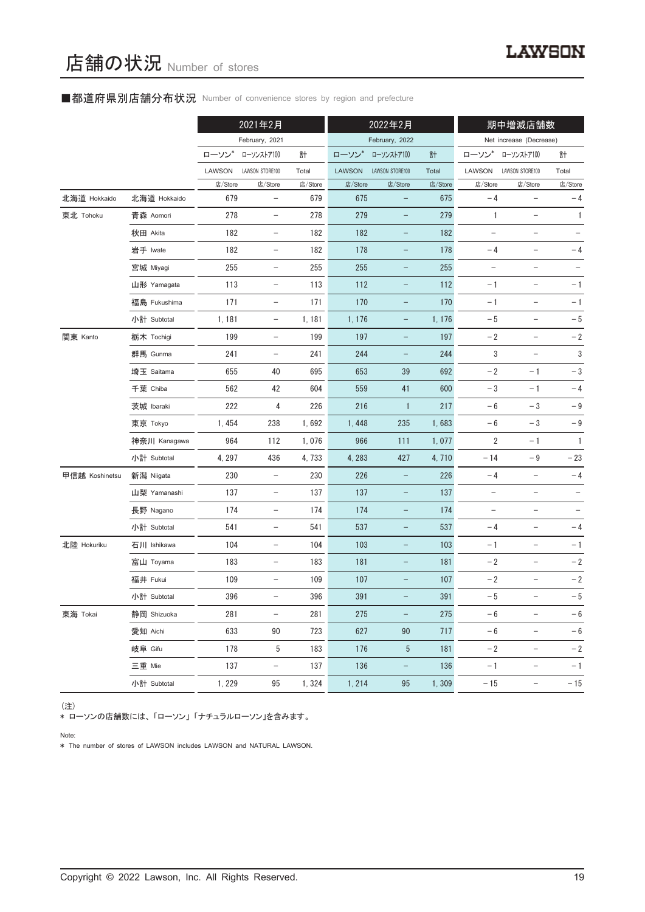# 店舗の状況 Number of stores

## ■都道府県別店舗分布状況 Number of convenience stores by region and prefecture

| | | 2021年2月 February, 2021 | | | 2022年2月 February, 2022 | | | 期中増減店舗数 Net increase (Decrease) | | |
|---|---|---|---|---|---|---|---|---|---|---|
| | | ローソン* LAWSON | ローソンストア100 LAWSON STORE100 | 計 Total | ローソン* LAWSON | ローソンストア100 LAWSON STORE100 | 計 Total | ローソン* LAWSON | ローソンストア100 LAWSON STORE100 | 計 Total |
| | | 店/Store | 店/Store | 店/Store | 店/Store | 店/Store | 店/Store | 店/Store | 店/Store | 店/Store |
| 北海道 Hokkaido | 北海道 Hokkaido | 679 | − | 679 | 675 | − | 675 | −4 | − | −4 |
| 東北 Tohoku | 青森 Aomori | 278 | − | 278 | 279 | − | 279 | 1 | − | 1 |
| | 秋田 Akita | 182 | − | 182 | 182 | − | 182 | − | − | − |
| | 岩手 Iwate | 182 | − | 182 | 178 | − | 178 | −4 | − | −4 |
| | 宮城 Miyagi | 255 | − | 255 | 255 | − | 255 | − | − | − |
| | 山形 Yamagata | 113 | − | 113 | 112 | − | 112 | −1 | − | −1 |
| | 福島 Fukushima | 171 | − | 171 | 170 | − | 170 | −1 | − | −1 |
| | 小計 Subtotal | 1,181 | − | 1,181 | 1,176 | − | 1,176 | −5 | − | −5 |
| 関東 Kanto | 栃木 Tochigi | 199 | − | 199 | 197 | − | 197 | −2 | − | −2 |
| | 群馬 Gunma | 241 | − | 241 | 244 | − | 244 | 3 | − | 3 |
| | 埼玉 Saitama | 655 | 40 | 695 | 653 | 39 | 692 | −2 | −1 | −3 |
| | 千葉 Chiba | 562 | 42 | 604 | 559 | 41 | 600 | −3 | −1 | −4 |
| | 茨城 Ibaraki | 222 | 4 | 226 | 216 | 1 | 217 | −6 | −3 | −9 |
| | 東京 Tokyo | 1,454 | 238 | 1,692 | 1,448 | 235 | 1,683 | −6 | −3 | −9 |
| | 神奈川 Kanagawa | 964 | 112 | 1,076 | 966 | 111 | 1,077 | 2 | −1 | 1 |
| | 小計 Subtotal | 4,297 | 436 | 4,733 | 4,283 | 427 | 4,710 | −14 | −9 | −23 |
| 甲信越 Koshinetsu | 新潟 Niigata | 230 | − | 230 | 226 | − | 226 | −4 | − | −4 |
| | 山梨 Yamanashi | 137 | − | 137 | 137 | − | 137 | − | − | − |
| | 長野 Nagano | 174 | − | 174 | 174 | − | 174 | − | − | − |
| | 小計 Subtotal | 541 | − | 541 | 537 | − | 537 | −4 | − | −4 |
| 北陸 Hokuriku | 石川 Ishikawa | 104 | − | 104 | 103 | − | 103 | −1 | − | −1 |
| | 富山 Toyama | 183 | − | 183 | 181 | − | 181 | −2 | − | −2 |
| | 福井 Fukui | 109 | − | 109 | 107 | − | 107 | −2 | − | −2 |
| | 小計 Subtotal | 396 | − | 396 | 391 | − | 391 | −5 | − | −5 |
| 東海 Tokai | 静岡 Shizuoka | 281 | − | 281 | 275 | − | 275 | −6 | − | −6 |
| | 愛知 Aichi | 633 | 90 | 723 | 627 | 90 | 717 | −6 | − | −6 |
| | 岐阜 Gifu | 178 | 5 | 183 | 176 | 5 | 181 | −2 | − | −2 |
| | 三重 Mie | 137 | − | 137 | 136 | − | 136 | −1 | − | −1 |
| | 小計 Subtotal | 1,229 | 95 | 1,324 | 1,214 | 95 | 1,309 | −15 | − | −15 |

(注)
* ローソンの店舗数には、「ローソン」「ナチュラルローソン」を含みます。

Note:
* The number of stores of LAWSON includes LAWSON and NATURAL LAWSON.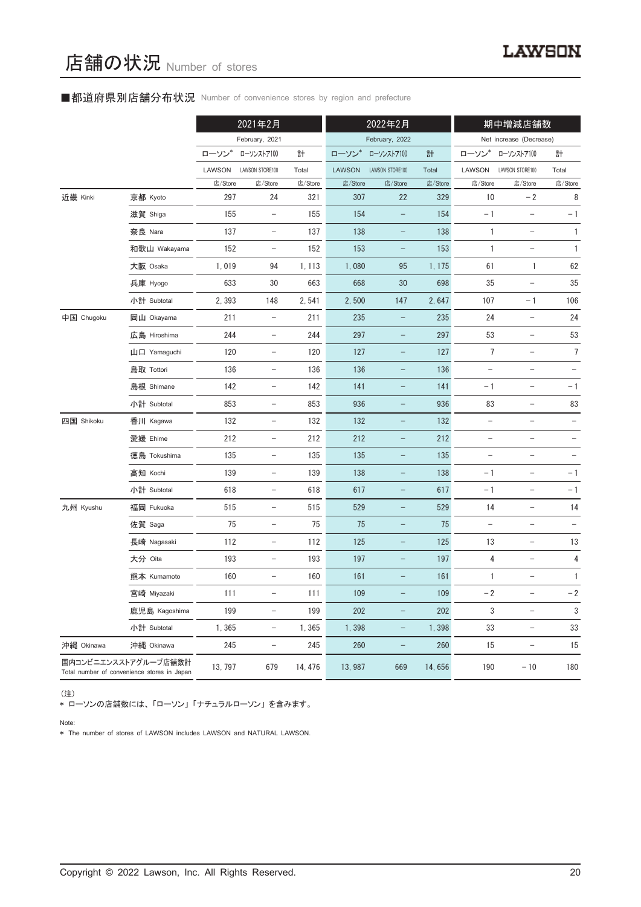# 店舗の状況 Number of stores

## ■都道府県別店舗分布状況 Number of convenience stores by region and prefecture

| | | 2021年2月 February, 2021 | | | 2022年2月 February, 2022 | | | 期中増減店舗数 Net increase (Decrease) | | |
|---|---|---|---|---|---|---|---|---|---|---|
| | | ローソン* LAWSON | ローソンストア100 LAWSON STORE100 | 計 Total | ローソン* LAWSON | ローソンストア100 LAWSON STORE100 | 計 Total | ローソン* LAWSON | ローソンストア100 LAWSON STORE100 | 計 Total |
| | | 店/Store | 店/Store | 店/Store | 店/Store | 店/Store | 店/Store | 店/Store | 店/Store | 店/Store |
| 近畿 Kinki | 京都 Kyoto | 297 | 24 | 321 | 307 | 22 | 329 | 10 | －2 | 8 |
| | 滋賀 Shiga | 155 | － | 155 | 154 | － | 154 | －1 | － | －1 |
| | 奈良 Nara | 137 | － | 137 | 138 | － | 138 | 1 | － | 1 |
| | 和歌山 Wakayama | 152 | － | 152 | 153 | － | 153 | 1 | － | 1 |
| | 大阪 Osaka | 1, 019 | 94 | 1, 113 | 1, 080 | 95 | 1, 175 | 61 | 1 | 62 |
| | 兵庫 Hyogo | 633 | 30 | 663 | 668 | 30 | 698 | 35 | － | 35 |
| | 小計 Subtotal | 2, 393 | 148 | 2, 541 | 2, 500 | 147 | 2, 647 | 107 | －1 | 106 |
| 中国 Chugoku | 岡山 Okayama | 211 | － | 211 | 235 | － | 235 | 24 | － | 24 |
| | 広島 Hiroshima | 244 | － | 244 | 297 | － | 297 | 53 | － | 53 |
| | 山口 Yamaguchi | 120 | － | 120 | 127 | － | 127 | 7 | － | 7 |
| | 鳥取 Tottori | 136 | － | 136 | 136 | － | 136 | － | － | － |
| | 島根 Shimane | 142 | － | 142 | 141 | － | 141 | －1 | － | －1 |
| | 小計 Subtotal | 853 | － | 853 | 936 | － | 936 | 83 | － | 83 |
| 四国 Shikoku | 香川 Kagawa | 132 | － | 132 | 132 | － | 132 | － | － | － |
| | 愛媛 Ehime | 212 | － | 212 | 212 | － | 212 | － | － | － |
| | 徳島 Tokushima | 135 | － | 135 | 135 | － | 135 | － | － | － |
| | 高知 Kochi | 139 | － | 139 | 138 | － | 138 | －1 | － | －1 |
| | 小計 Subtotal | 618 | － | 618 | 617 | － | 617 | －1 | － | －1 |
| 九州 Kyushu | 福岡 Fukuoka | 515 | － | 515 | 529 | － | 529 | 14 | － | 14 |
| | 佐賀 Saga | 75 | － | 75 | 75 | － | 75 | － | － | － |
| | 長崎 Nagasaki | 112 | － | 112 | 125 | － | 125 | 13 | － | 13 |
| | 大分 Oita | 193 | － | 193 | 197 | － | 197 | 4 | － | 4 |
| | 熊本 Kumamoto | 160 | － | 160 | 161 | － | 161 | 1 | － | 1 |
| | 宮崎 Miyazaki | 111 | － | 111 | 109 | － | 109 | －2 | － | －2 |
| | 鹿児島 Kagoshima | 199 | － | 199 | 202 | － | 202 | 3 | － | 3 |
| | 小計 Subtotal | 1, 365 | － | 1, 365 | 1, 398 | － | 1, 398 | 33 | － | 33 |
| 沖縄 Okinawa | 沖縄 Okinawa | 245 | － | 245 | 260 | － | 260 | 15 | － | 15 |
| 国内コンビニエンスストアグループ店舗数計 Total number of convenience stores in Japan | | 13, 797 | 679 | 14, 476 | 13, 987 | 669 | 14, 656 | 190 | －10 | 180 |

（注）
* ローソンの店舗数には、「ローソン」「ナチュラルローソン」を含みます。

Note:
* The number of stores of LAWSON includes LAWSON and NATURAL LAWSON.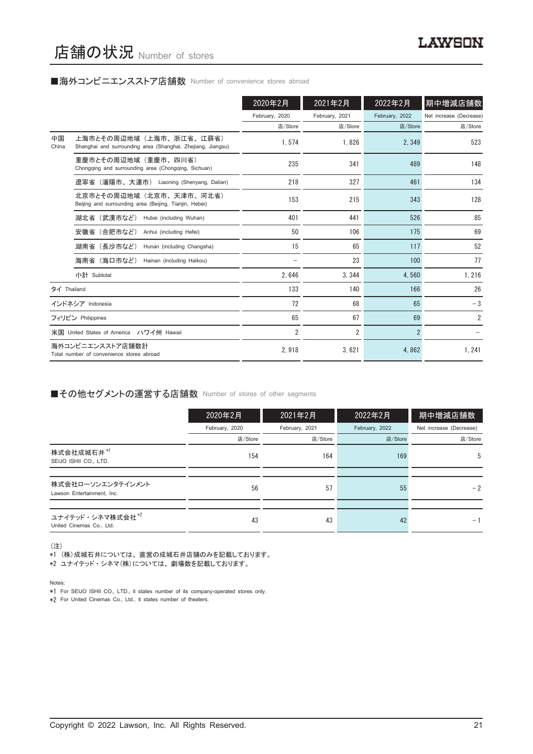# 店舗の状況 Number of stores

## ■海外コンビニエンスストア店舗数 Number of convenience stores abroad

| | | 2020年2月<br>February, 2020<br>店/Store | 2021年2月<br>February, 2021<br>店/Store | 2022年2月<br>February, 2022<br>店/Store | 期中増減店舗数<br>Net increase (Decrease)<br>店/Store |
|---|---|---|---|---|---|
| 中国<br>China | 上海市とその周辺地域（上海市、浙江省、江蘇省）<br>Shanghai and surrounding area (Shanghai, Zhejiang, Jiangsu) | 1, 574 | 1, 826 | 2, 349 | 523 |
| | 重慶市とその周辺地域（重慶市、四川省）<br>Chongqing and surrounding area (Chongqing, Sichuan) | 235 | 341 | 489 | 148 |
| | 遼寧省（瀋陽市、大連市） Liaoning (Shenyang, Dalian) | 218 | 327 | 461 | 134 |
| | 北京市とその周辺地域（北京市、天津市、河北省）<br>Beijing and surrounding area (Beijing, Tianjin, Hebei) | 153 | 215 | 343 | 128 |
| | 湖北省（武漢市など） Hubei (including Wuhan) | 401 | 441 | 526 | 85 |
| | 安徽省（合肥市など） Anhui (including Hefei) | 50 | 106 | 175 | 69 |
| | 湖南省（長沙市など） Hunan (including Changsha) | 15 | 65 | 117 | 52 |
| | 海南省（海口市など） Hainan (including Haikou) | – | 23 | 100 | 77 |
| | 小計 Subtotal | 2, 646 | 3, 344 | 4, 560 | 1, 216 |
| タイ Thailand | | 133 | 140 | 166 | 26 |
| インドネシア Indonesia | | 72 | 68 | 65 | − 3 |
| フィリピン Philippines | | 65 | 67 | 69 | 2 |
| 米国 United States of America ハワイ州 Hawaii | | 2 | 2 | 2 | – |
| 海外コンビニエンスストア店舗数計<br>Total number of convenience stores abroad | | 2, 918 | 3, 621 | 4, 862 | 1, 241 |

## ■その他セグメントの運営する店舗数 Number of stores of other segments

| | 2020年2月<br>February, 2020<br>店/Store | 2021年2月<br>February, 2021<br>店/Store | 2022年2月<br>February, 2022<br>店/Store | 期中増減店舗数<br>Net increase (Decrease)<br>店/Store |
|---|---|---|---|---|
| 株式会社成城石井 *1<br>SEIJO ISHII CO., LTD. | 154 | 164 | 169 | 5 |
| 株式会社ローソンエンタテインメント<br>Lawson Entertainment, Inc. | 56 | 57 | 55 | − 2 |
| ユナイテッド・シネマ株式会社 *2<br>United Cinemas Co., Ltd. | 43 | 43 | 42 | − 1 |

（注）
*1 （株）成城石井については、直営の成城石井店舗のみを記載しております。
*2 ユナイテッド・シネマ（株）については、劇場数を記載しております。

Notes:
*1 For SEIJO ISHII CO., LTD., it states number of its company-operated stores only.
*2 For United Cinemas Co., Ltd., it states number of theaters.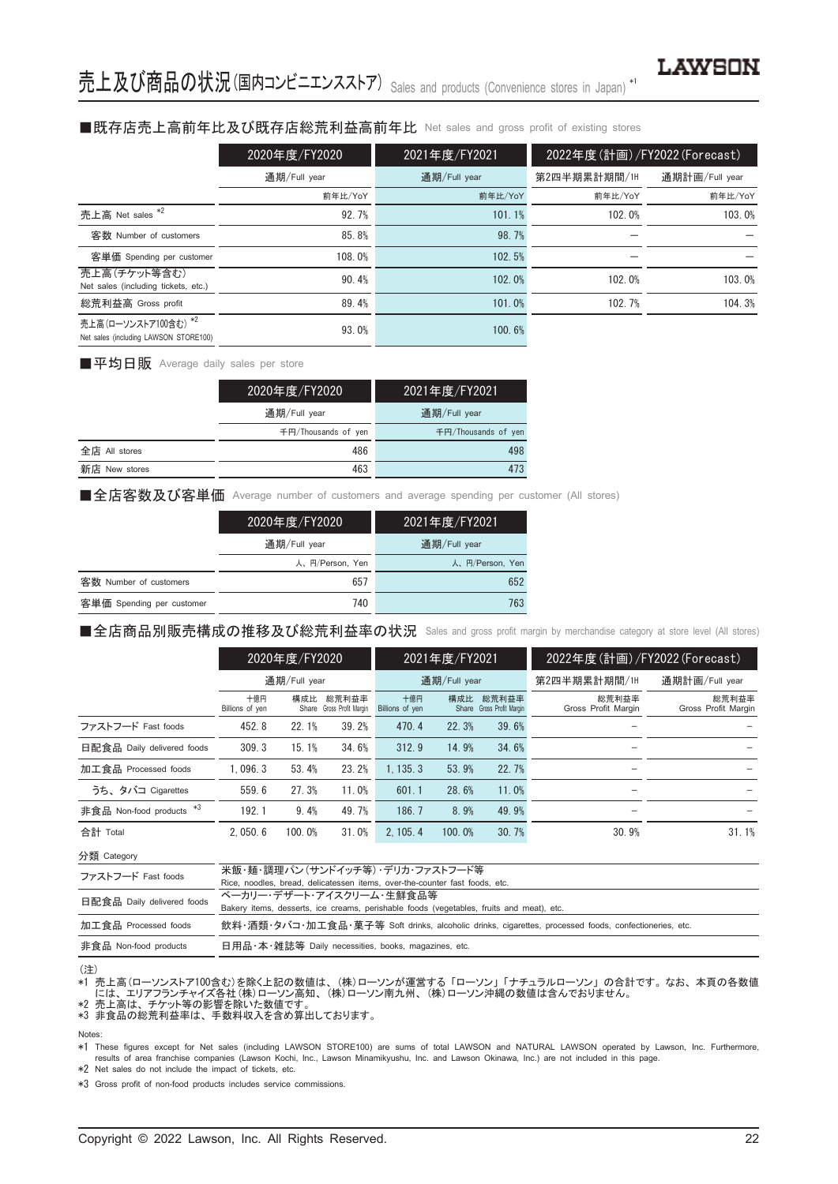# 売上及び商品の状況(国内コンビニエンスストア) Sales and products (Convenience stores in Japan) *1

## ■既存店売上高前年比及び既存店総荒利益高前年比 Net sales and gross profit of existing stores

| | 2020年度/FY2020 | 2021年度/FY2021 | 2022年度(計画)/FY2022(Forecast) | |
|---|---|---|---|---|
| | 通期/Full year | 通期/Full year | 第2四半期累計期間/1H | 通期計画/Full year |
| | 前年比/YoY | 前年比/YoY | 前年比/YoY | 前年比/YoY |
| 売上高 Net sales *2 | 92.7% | 101.1% | 102.0% | 103.0% |
| 客数 Number of customers | 85.8% | 98.7% | － | － |
| 客単価 Spending per customer | 108.0% | 102.5% | － | － |
| 売上高(チケット等含む) Net sales (including tickets, etc.) | 90.4% | 102.0% | 102.0% | 103.0% |
| 総荒利益高 Gross profit | 89.4% | 101.0% | 102.7% | 104.3% |
| 売上高(ローソンストア100含む) *2 Net sales (including LAWSON STORE100) | 93.0% | 100.6% | | |

## ■平均日販 Average daily sales per store

| | 2020年度/FY2020 | 2021年度/FY2021 |
|---|---|---|
| | 通期/Full year | 通期/Full year |
| | 千円/Thousands of yen | 千円/Thousands of yen |
| 全店 All stores | 486 | 498 |
| 新店 New stores | 463 | 473 |

## ■全店客数及び客単価 Average number of customers and average spending per customer (All stores)

| | 2020年度/FY2020 | 2021年度/FY2021 |
|---|---|---|
| | 通期/Full year | 通期/Full year |
| | 人、円/Person, Yen | 人、円/Person, Yen |
| 客数 Number of customers | 657 | 652 |
| 客単価 Spending per customer | 740 | 763 |

## ■全店商品別販売構成の推移及び総荒利益率の状況 Sales and gross profit margin by merchandise category at store level (All stores)

| | 2020年度/FY2020 | | | 2021年度/FY2021 | | | 2022年度(計画)/FY2022(Forecast) | |
|---|---|---|---|---|---|---|---|---|
| | 通期/Full year | | | 通期/Full year | | | 第2四半期累計期間/1H | 通期計画/Full year |
| | 十億円 Billions of yen | 構成比 Share | 総荒利益率 Gross Profit Margin | 十億円 Billions of yen | 構成比 Share | 総荒利益率 Gross Profit Margin | 総荒利益率 Gross Profit Margin | 総荒利益率 Gross Profit Margin |
| ファストフード Fast foods | 452.8 | 22.1% | 39.2% | 470.4 | 22.3% | 39.6% | － | － |
| 日配食品 Daily delivered foods | 309.3 | 15.1% | 34.6% | 312.9 | 14.9% | 34.6% | － | － |
| 加工食品 Processed foods | 1,096.3 | 53.4% | 23.2% | 1,135.3 | 53.9% | 22.7% | － | － |
| うち、タバコ Cigarettes | 559.6 | 27.3% | 11.0% | 601.1 | 28.6% | 11.0% | － | － |
| 非食品 Non-food products *3 | 192.1 | 9.4% | 49.7% | 186.7 | 8.9% | 49.9% | － | － |
| 合計 Total | 2,050.6 | 100.0% | 31.0% | 2,105.4 | 100.0% | 30.7% | 30.9% | 31.1% |

| 分類 Category | |
|---|---|
| ファストフード Fast foods | 米飯・麺・調理パン(サンドイッチ等)・デリカ・ファストフード等 Rice, noodles, bread, delicatessen items, over-the-counter fast foods, etc. |
| 日配食品 Daily delivered foods | ベーカリー・デザート・アイスクリーム・生鮮食品等 Bakery items, desserts, ice creams, perishable foods (vegetables, fruits and meat), etc. |
| 加工食品 Processed foods | 飲料・酒類・タバコ・加工食品・菓子等 Soft drinks, alcoholic drinks, cigarettes, processed foods, confectioneries, etc. |
| 非食品 Non-food products | 日用品・本・雑誌等 Daily necessities, books, magazines, etc. |

(注)
*1 売上高(ローソンストア100含む)を除く上記の数値は、(株)ローソンが運営する「ローソン」「ナチュラルローソン」の合計です。なお、本頁の各数値には、エリアフランチャイズ各社(株)ローソン高知、(株)ローソン南九州、(株)ローソン沖縄の数値は含んでおりません。
*2 売上高は、チケット等の影響を除いた数値です。
*3 非食品の総荒利益率は、手数料収入を含め算出しております。

Notes:
*1 These figures except for Net sales (including LAWSON STORE100) are sums of total LAWSON and NATURAL LAWSON operated by Lawson, Inc. Furthermore, results of area franchise companies (Lawson Kochi, Inc., Lawson Minamikyushu, Inc. and Lawson Okinawa, Inc.) are not included in this page.
*2 Net sales do not include the impact of tickets, etc.
*3 Gross profit of non-food products includes service commissions.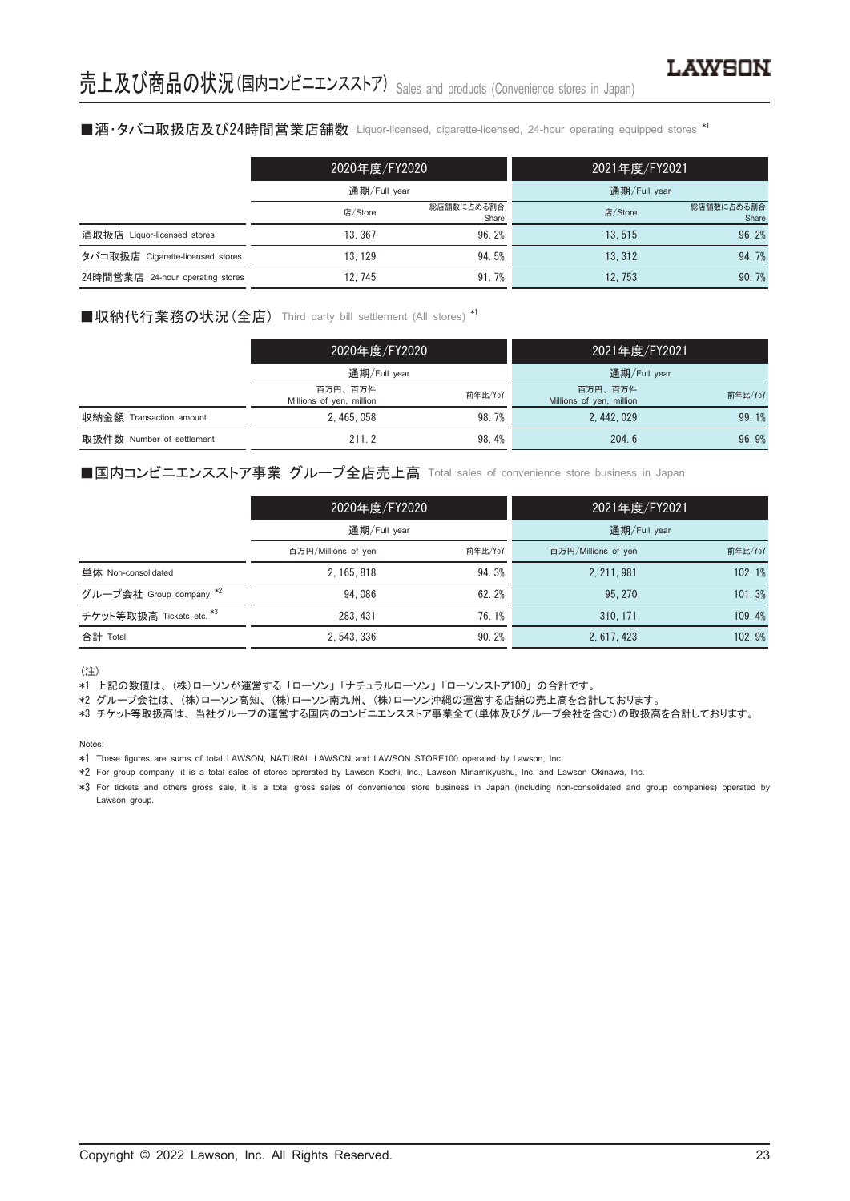# 売上及び商品の状況(国内コンビニエンスストア) Sales and products (Convenience stores in Japan)

## ■酒･タバコ取扱店及び24時間営業店舗数 Liquor-licensed, cigarette-licensed, 24-hour operating equipped stores *1

| | 2020年度/FY2020 | | 2021年度/FY2021 | |
|---|---|---|---|---|
| | 通期/Full year | | 通期/Full year | |
| | 店/Store | 総店舗数に占める割合 Share | 店/Store | 総店舗数に占める割合 Share |
| 酒取扱店 Liquor-licensed stores | 13, 367 | 96. 2% | 13, 515 | 96. 2% |
| タバコ取扱店 Cigarette-licensed stores | 13, 129 | 94. 5% | 13, 312 | 94. 7% |
| 24時間営業店 24-hour operating stores | 12, 745 | 91. 7% | 12, 753 | 90. 7% |

## ■収納代行業務の状況(全店) Third party bill settlement (All stores) *1

| | 2020年度/FY2020 | | 2021年度/FY2021 | |
|---|---|---|---|---|
| | 通期/Full year | | 通期/Full year | |
| | 百万円、百万件 Millions of yen, million | 前年比/YoY | 百万円、百万件 Millions of yen, million | 前年比/YoY |
| 収納金額 Transaction amount | 2, 465, 058 | 98. 7% | 2, 442, 029 | 99. 1% |
| 取扱件数 Number of settlement | 211. 2 | 98. 4% | 204. 6 | 96. 9% |

## ■国内コンビニエンスストア事業 グループ全店売上高 Total sales of convenience store business in Japan

| | 2020年度/FY2020 | | 2021年度/FY2021 | |
|---|---|---|---|---|
| | 通期/Full year | | 通期/Full year | |
| | 百万円/Millions of yen | 前年比/YoY | 百万円/Millions of yen | 前年比/YoY |
| 単体 Non-consolidated | 2, 165, 818 | 94. 3% | 2, 211, 981 | 102. 1% |
| グループ会社 Group company *2 | 94, 086 | 62. 2% | 95, 270 | 101. 3% |
| チケット等取扱高 Tickets etc. *3 | 283, 431 | 76. 1% | 310, 171 | 109. 4% |
| 合計 Total | 2, 543, 336 | 90. 2% | 2, 617, 423 | 102. 9% |

(注)

*1 上記の数値は、(株)ローソンが運営する「ローソン」「ナチュラルローソン」「ローソンストア100」の合計です。

*2 グループ会社は、(株)ローソン高知、(株)ローソン南九州、(株)ローソン沖縄の運営する店舗の売上高を合計しております。

*3 チケット等取扱高は、当社グループの運営する国内のコンビニエンスストア事業全て(単体及びグループ会社を含む)の取扱高を合計しております。

Notes:

*1 These figures are sums of total LAWSON, NATURAL LAWSON and LAWSON STORE100 operated by Lawson, Inc.

*2 For group company, it is a total sales of stores oprerated by Lawson Kochi, Inc., Lawson Minamikyushu, Inc. and Lawson Okinawa, Inc.

*3 For tickets and others gross sale, it is a total gross sales of convenience store business in Japan (including non-consolidated and group companies) operated by Lawson group.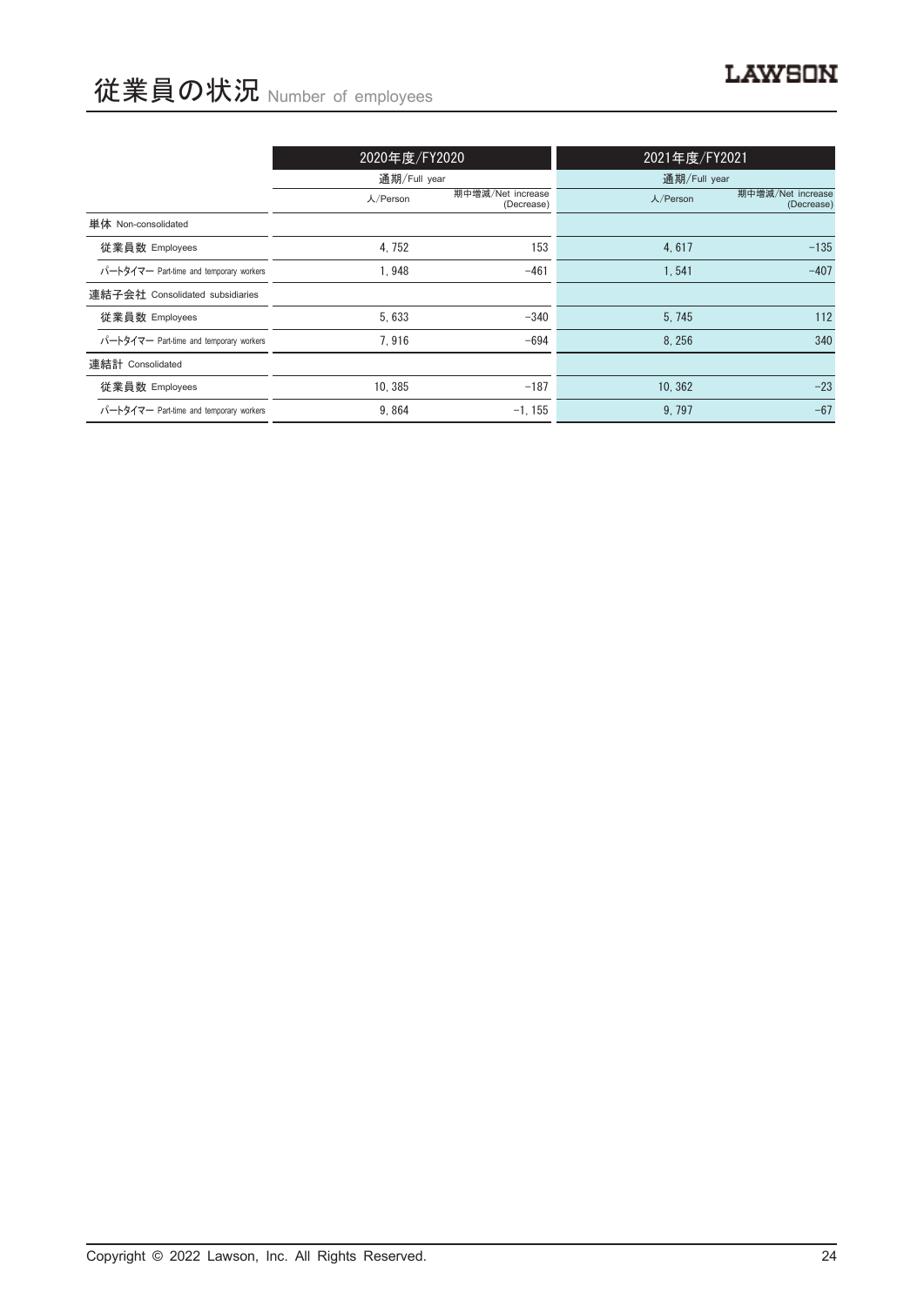# 従業員の状況 Number of employees

| | 2020年度/FY2020 | | 2021年度/FY2021 | |
|---|---|---|---|---|
| | 通期/Full year | | 通期/Full year | |
| | 人/Person | 期中増減/Net increase (Decrease) | 人/Person | 期中増減/Net increase (Decrease) |
| 単体 Non-consolidated | | | | |
| 従業員数 Employees | 4, 752 | 153 | 4, 617 | −135 |
| パートタイマー Part-time and temporary workers | 1, 948 | −461 | 1, 541 | −407 |
| 連結子会社 Consolidated subsidiaries | | | | |
| 従業員数 Employees | 5, 633 | −340 | 5, 745 | 112 |
| パートタイマー Part-time and temporary workers | 7, 916 | −694 | 8, 256 | 340 |
| 連結計 Consolidated | | | | |
| 従業員数 Employees | 10, 385 | −187 | 10, 362 | −23 |
| パートタイマー Part-time and temporary workers | 9, 864 | −1, 155 | 9, 797 | −67 |

Copyright © 2022 Lawson, Inc. All Rights Reserved.